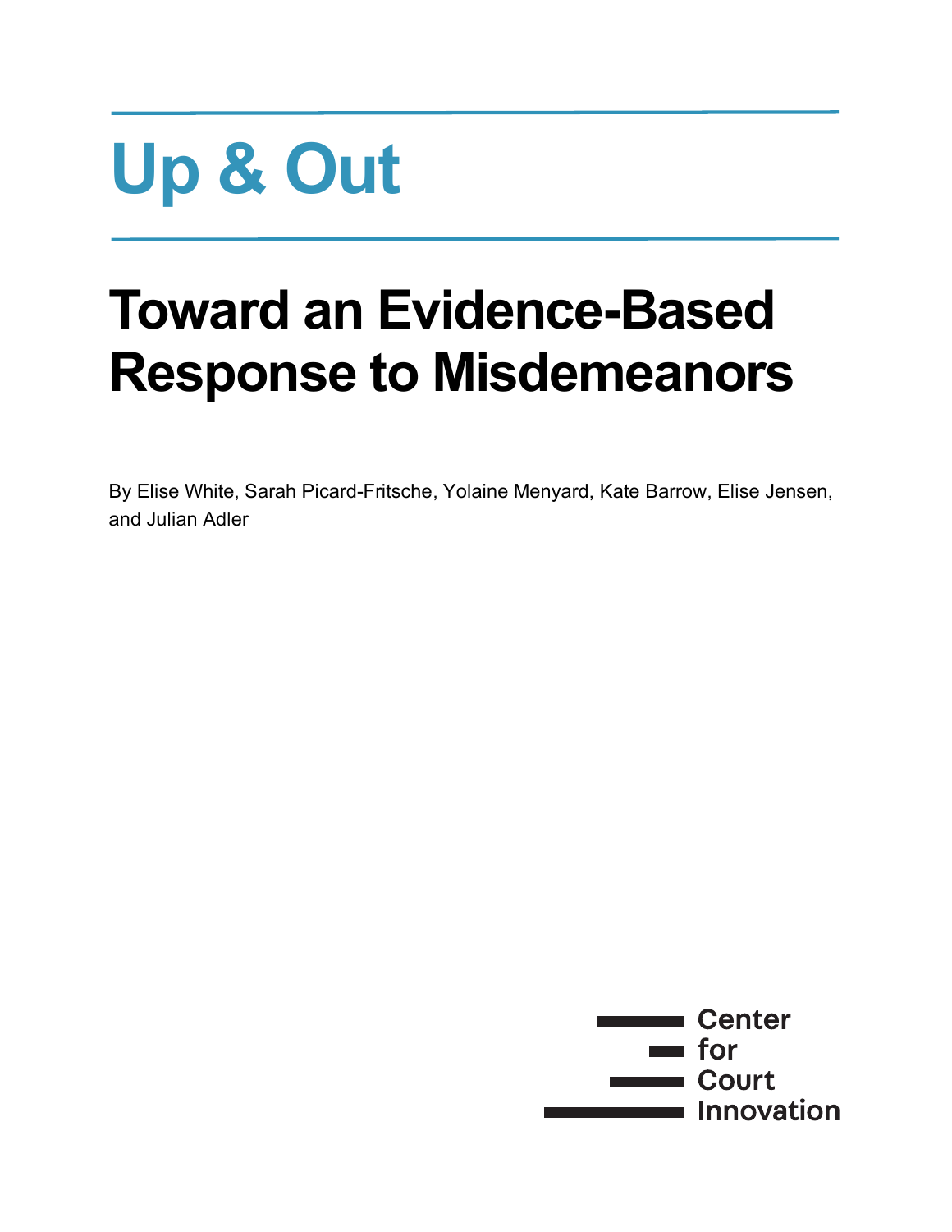# Up & Out

## Toward an Evidence-Based Response to Misdemeanors

By Elise White, Sarah Picard-Fritsche, Yolaine Menyard, Kate Barrow, Elise Jensen, and Julian Adler

Center for Court Innovation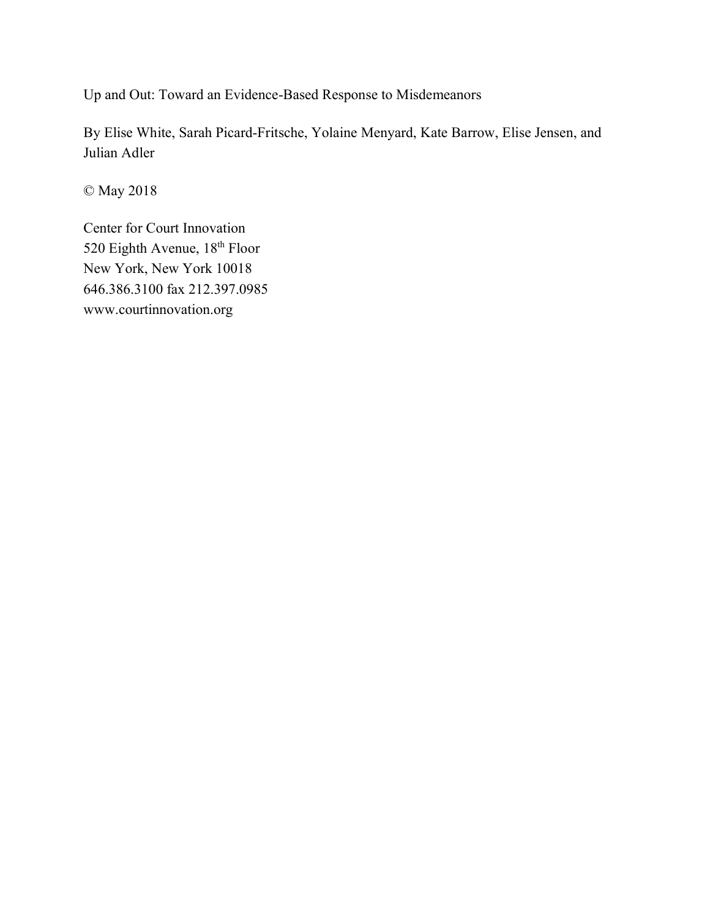Up and Out: Toward an Evidence-Based Response to Misdemeanors

By Elise White, Sarah Picard-Fritsche, Yolaine Menyard, Kate Barrow, Elise Jensen, and Julian Adler

© May 2018

Center for Court Innovation  
520 Eighth Avenue, 18th Floor  
New York, New York 10018  
646.386.3100 fax 212.397.0985  
www.courtinnovation.org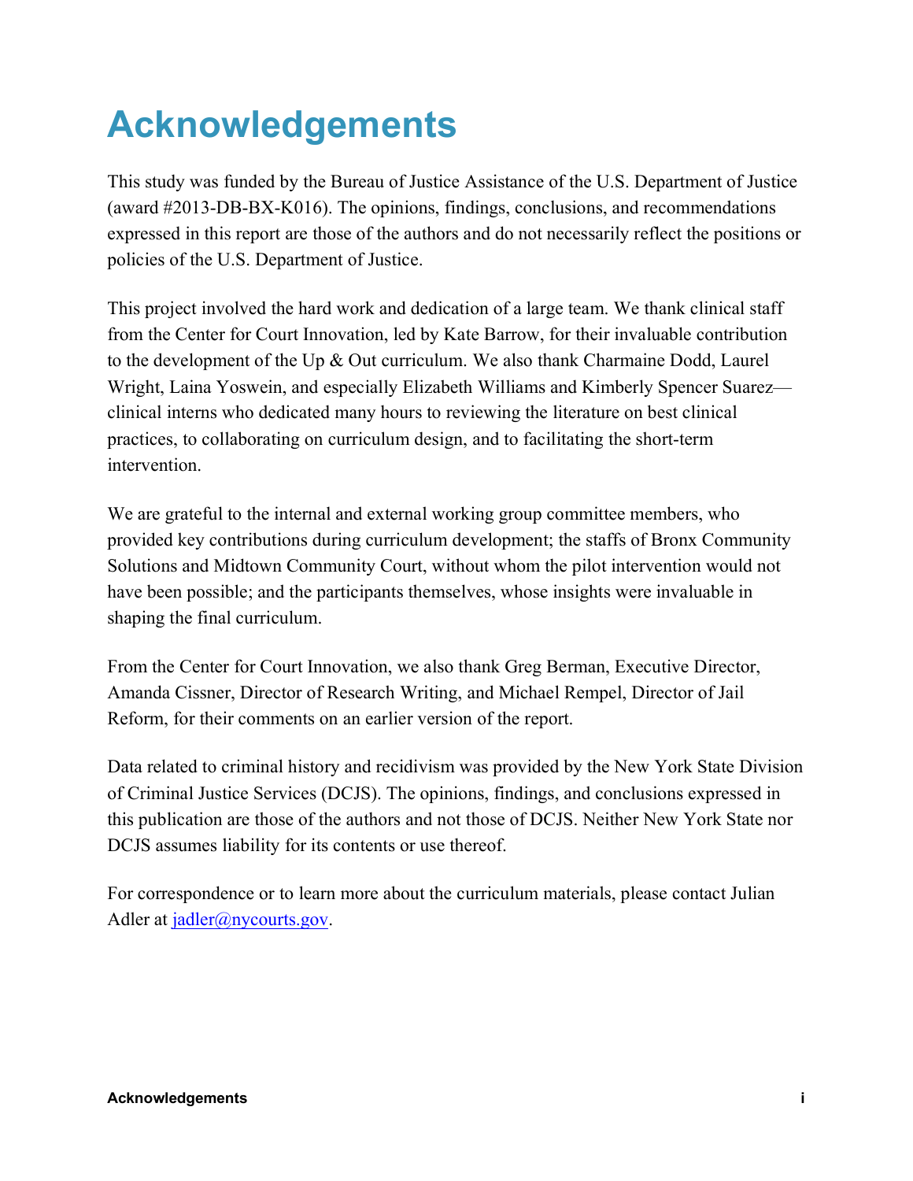# Acknowledgements

This study was funded by the Bureau of Justice Assistance of the U.S. Department of Justice (award #2013-DB-BX-K016). The opinions, findings, conclusions, and recommendations expressed in this report are those of the authors and do not necessarily reflect the positions or policies of the U.S. Department of Justice.

This project involved the hard work and dedication of a large team. We thank clinical staff from the Center for Court Innovation, led by Kate Barrow, for their invaluable contribution to the development of the Up & Out curriculum. We also thank Charmaine Dodd, Laurel Wright, Laina Yoswein, and especially Elizabeth Williams and Kimberly Spencer Suarez—clinical interns who dedicated many hours to reviewing the literature on best clinical practices, to collaborating on curriculum design, and to facilitating the short-term intervention.

We are grateful to the internal and external working group committee members, who provided key contributions during curriculum development; the staffs of Bronx Community Solutions and Midtown Community Court, without whom the pilot intervention would not have been possible; and the participants themselves, whose insights were invaluable in shaping the final curriculum.

From the Center for Court Innovation, we also thank Greg Berman, Executive Director, Amanda Cissner, Director of Research Writing, and Michael Rempel, Director of Jail Reform, for their comments on an earlier version of the report.

Data related to criminal history and recidivism was provided by the New York State Division of Criminal Justice Services (DCJS). The opinions, findings, and conclusions expressed in this publication are those of the authors and not those of DCJS. Neither New York State nor DCJS assumes liability for its contents or use thereof.

For correspondence or to learn more about the curriculum materials, please contact Julian Adler at jadler@nycourts.gov.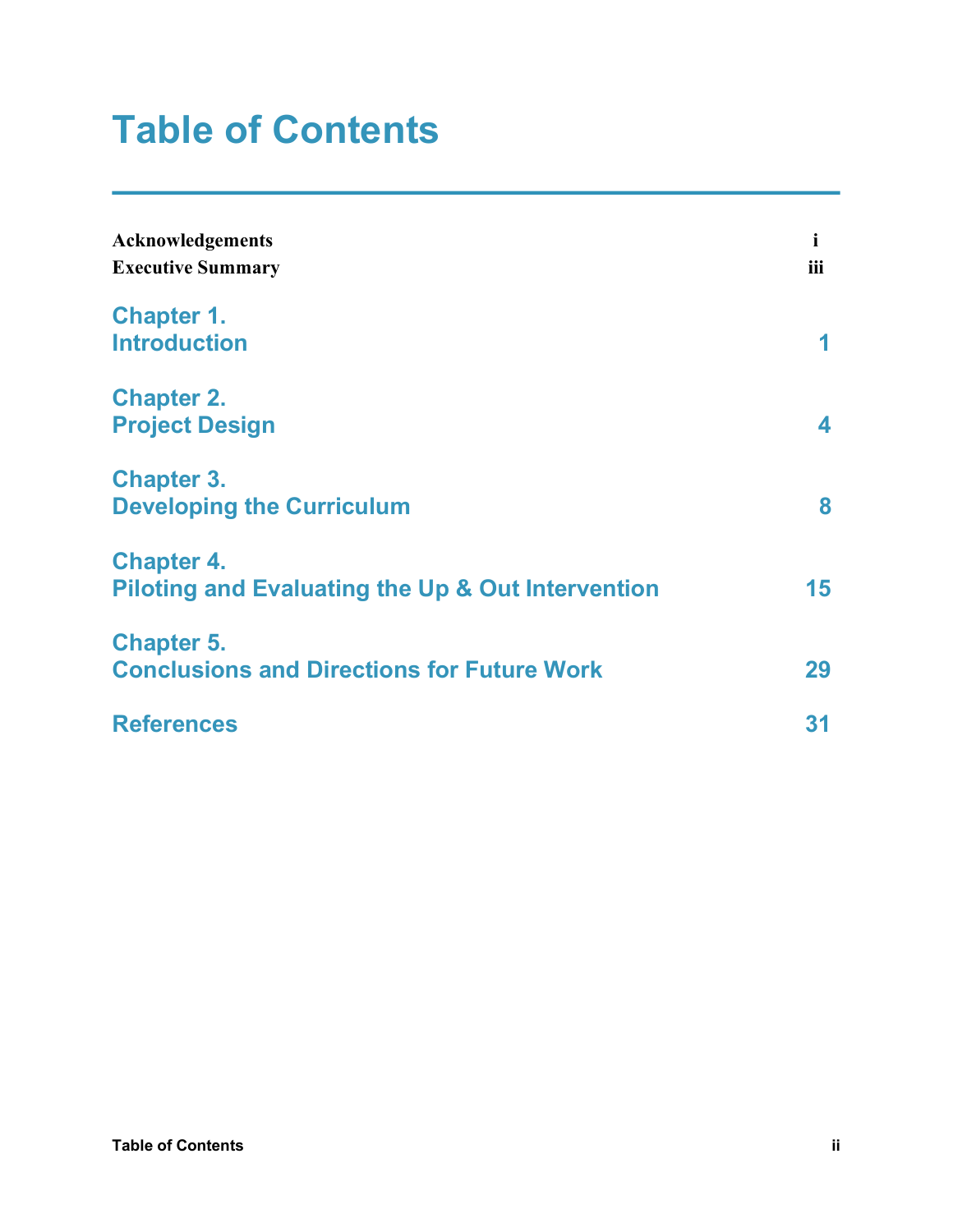# Table of Contents

| | |
|---|---|
| **Acknowledgements** | **i** |
| **Executive Summary** | **iii** |
| **Chapter 1. Introduction** | **1** |
| **Chapter 2. Project Design** | **4** |
| **Chapter 3. Developing the Curriculum** | **8** |
| **Chapter 4. Piloting and Evaluating the Up & Out Intervention** | **15** |
| **Chapter 5. Conclusions and Directions for Future Work** | **29** |
| **References** | **31** |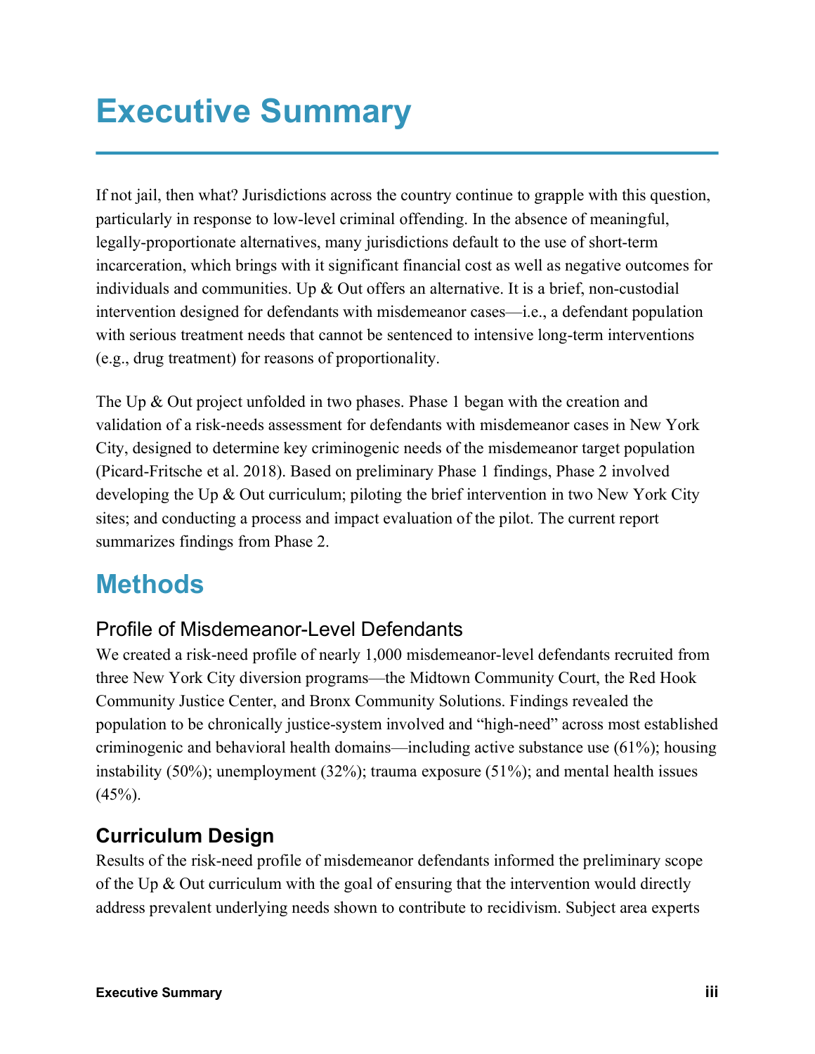# Executive Summary

If not jail, then what? Jurisdictions across the country continue to grapple with this question, particularly in response to low-level criminal offending. In the absence of meaningful, legally-proportionate alternatives, many jurisdictions default to the use of short-term incarceration, which brings with it significant financial cost as well as negative outcomes for individuals and communities. Up & Out offers an alternative. It is a brief, non-custodial intervention designed for defendants with misdemeanor cases—i.e., a defendant population with serious treatment needs that cannot be sentenced to intensive long-term interventions (e.g., drug treatment) for reasons of proportionality.

The Up & Out project unfolded in two phases. Phase 1 began with the creation and validation of a risk-needs assessment for defendants with misdemeanor cases in New York City, designed to determine key criminogenic needs of the misdemeanor target population (Picard-Fritsche et al. 2018). Based on preliminary Phase 1 findings, Phase 2 involved developing the Up & Out curriculum; piloting the brief intervention in two New York City sites; and conducting a process and impact evaluation of the pilot. The current report summarizes findings from Phase 2.

## Methods

### Profile of Misdemeanor-Level Defendants

We created a risk-need profile of nearly 1,000 misdemeanor-level defendants recruited from three New York City diversion programs—the Midtown Community Court, the Red Hook Community Justice Center, and Bronx Community Solutions. Findings revealed the population to be chronically justice-system involved and "high-need" across most established criminogenic and behavioral health domains—including active substance use (61%); housing instability (50%); unemployment (32%); trauma exposure (51%); and mental health issues (45%).

### Curriculum Design

Results of the risk-need profile of misdemeanor defendants informed the preliminary scope of the Up & Out curriculum with the goal of ensuring that the intervention would directly address prevalent underlying needs shown to contribute to recidivism. Subject area experts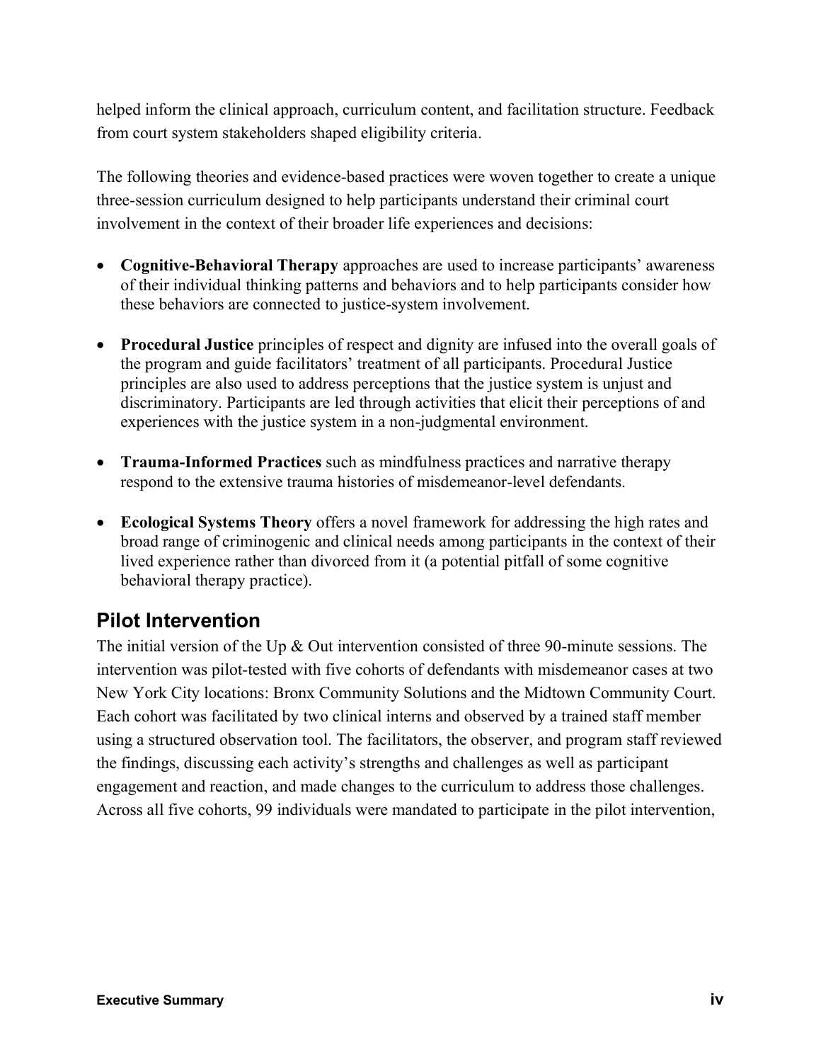helped inform the clinical approach, curriculum content, and facilitation structure. Feedback from court system stakeholders shaped eligibility criteria.

The following theories and evidence-based practices were woven together to create a unique three-session curriculum designed to help participants understand their criminal court involvement in the context of their broader life experiences and decisions:

- **Cognitive-Behavioral Therapy** approaches are used to increase participants' awareness of their individual thinking patterns and behaviors and to help participants consider how these behaviors are connected to justice-system involvement.

- **Procedural Justice** principles of respect and dignity are infused into the overall goals of the program and guide facilitators' treatment of all participants. Procedural Justice principles are also used to address perceptions that the justice system is unjust and discriminatory. Participants are led through activities that elicit their perceptions of and experiences with the justice system in a non-judgmental environment.

- **Trauma-Informed Practices** such as mindfulness practices and narrative therapy respond to the extensive trauma histories of misdemeanor-level defendants.

- **Ecological Systems Theory** offers a novel framework for addressing the high rates and broad range of criminogenic and clinical needs among participants in the context of their lived experience rather than divorced from it (a potential pitfall of some cognitive behavioral therapy practice).

## Pilot Intervention

The initial version of the Up & Out intervention consisted of three 90-minute sessions. The intervention was pilot-tested with five cohorts of defendants with misdemeanor cases at two New York City locations: Bronx Community Solutions and the Midtown Community Court. Each cohort was facilitated by two clinical interns and observed by a trained staff member using a structured observation tool. The facilitators, the observer, and program staff reviewed the findings, discussing each activity's strengths and challenges as well as participant engagement and reaction, and made changes to the curriculum to address those challenges. Across all five cohorts, 99 individuals were mandated to participate in the pilot intervention,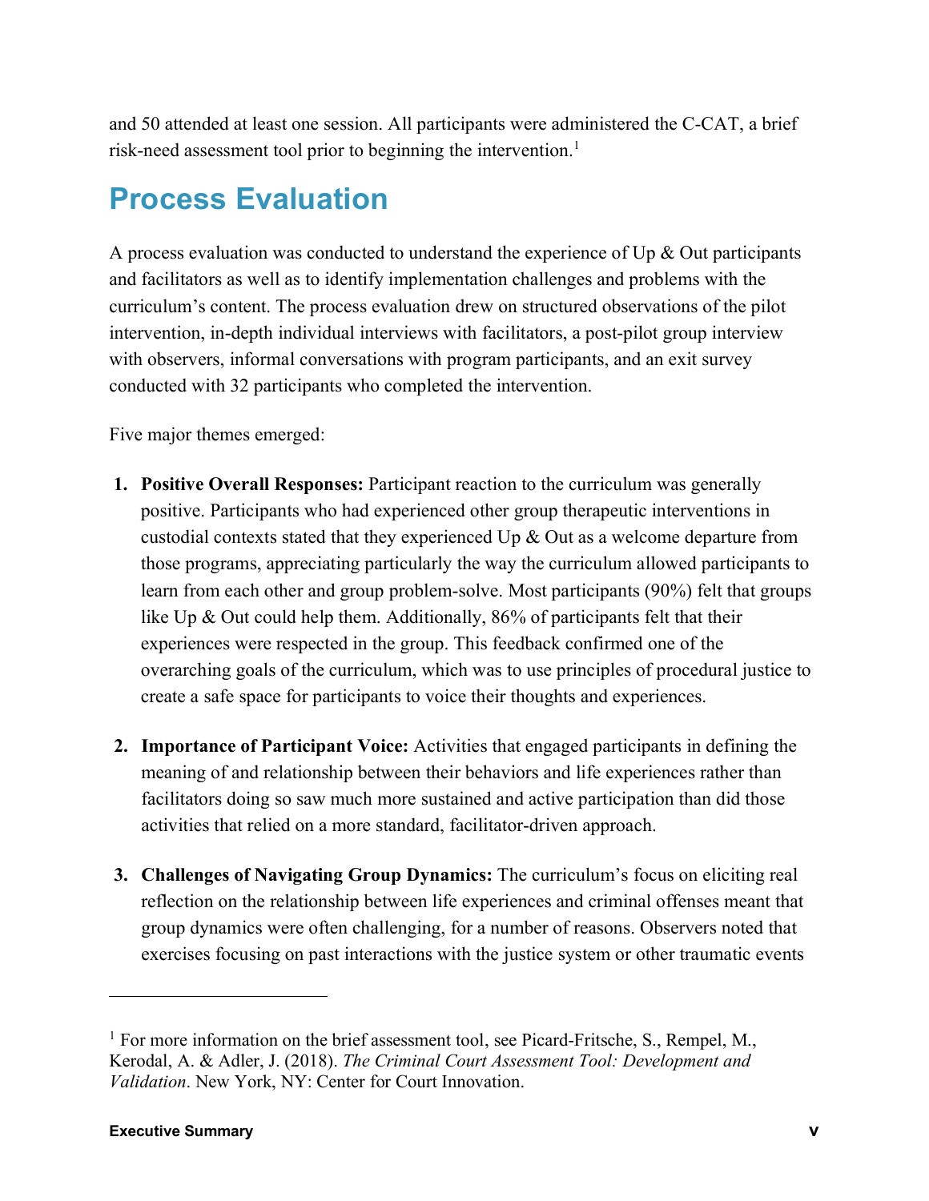and 50 attended at least one session. All participants were administered the C-CAT, a brief risk-need assessment tool prior to beginning the intervention.[1]

## Process Evaluation

A process evaluation was conducted to understand the experience of Up & Out participants and facilitators as well as to identify implementation challenges and problems with the curriculum's content. The process evaluation drew on structured observations of the pilot intervention, in-depth individual interviews with facilitators, a post-pilot group interview with observers, informal conversations with program participants, and an exit survey conducted with 32 participants who completed the intervention.

Five major themes emerged:

1. **Positive Overall Responses:** Participant reaction to the curriculum was generally positive. Participants who had experienced other group therapeutic interventions in custodial contexts stated that they experienced Up & Out as a welcome departure from those programs, appreciating particularly the way the curriculum allowed participants to learn from each other and group problem-solve. Most participants (90%) felt that groups like Up & Out could help them. Additionally, 86% of participants felt that their experiences were respected in the group. This feedback confirmed one of the overarching goals of the curriculum, which was to use principles of procedural justice to create a safe space for participants to voice their thoughts and experiences.

2. **Importance of Participant Voice:** Activities that engaged participants in defining the meaning of and relationship between their behaviors and life experiences rather than facilitators doing so saw much more sustained and active participation than did those activities that relied on a more standard, facilitator-driven approach.

3. **Challenges of Navigating Group Dynamics:** The curriculum's focus on eliciting real reflection on the relationship between life experiences and criminal offenses meant that group dynamics were often challenging, for a number of reasons. Observers noted that exercises focusing on past interactions with the justice system or other traumatic events

---

[1] For more information on the brief assessment tool, see Picard-Fritsche, S., Rempel, M., Kerodal, A. & Adler, J. (2018). *The Criminal Court Assessment Tool: Development and Validation*. New York, NY: Center for Court Innovation.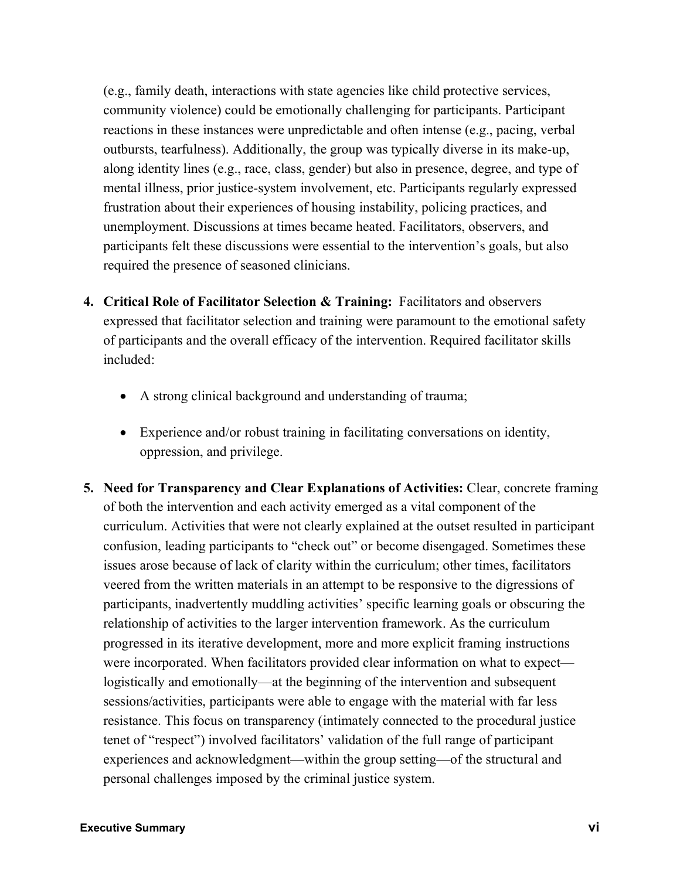(e.g., family death, interactions with state agencies like child protective services, community violence) could be emotionally challenging for participants. Participant reactions in these instances were unpredictable and often intense (e.g., pacing, verbal outbursts, tearfulness). Additionally, the group was typically diverse in its make-up, along identity lines (e.g., race, class, gender) but also in presence, degree, and type of mental illness, prior justice-system involvement, etc. Participants regularly expressed frustration about their experiences of housing instability, policing practices, and unemployment. Discussions at times became heated. Facilitators, observers, and participants felt these discussions were essential to the intervention's goals, but also required the presence of seasoned clinicians.

4. **Critical Role of Facilitator Selection & Training:** Facilitators and observers expressed that facilitator selection and training were paramount to the emotional safety of participants and the overall efficacy of the intervention. Required facilitator skills included:

   - A strong clinical background and understanding of trauma;

   - Experience and/or robust training in facilitating conversations on identity, oppression, and privilege.

5. **Need for Transparency and Clear Explanations of Activities:** Clear, concrete framing of both the intervention and each activity emerged as a vital component of the curriculum. Activities that were not clearly explained at the outset resulted in participant confusion, leading participants to "check out" or become disengaged. Sometimes these issues arose because of lack of clarity within the curriculum; other times, facilitators veered from the written materials in an attempt to be responsive to the digressions of participants, inadvertently muddling activities' specific learning goals or obscuring the relationship of activities to the larger intervention framework. As the curriculum progressed in its iterative development, more and more explicit framing instructions were incorporated. When facilitators provided clear information on what to expect—logistically and emotionally—at the beginning of the intervention and subsequent sessions/activities, participants were able to engage with the material with far less resistance. This focus on transparency (intimately connected to the procedural justice tenet of "respect") involved facilitators' validation of the full range of participant experiences and acknowledgment—within the group setting—of the structural and personal challenges imposed by the criminal justice system.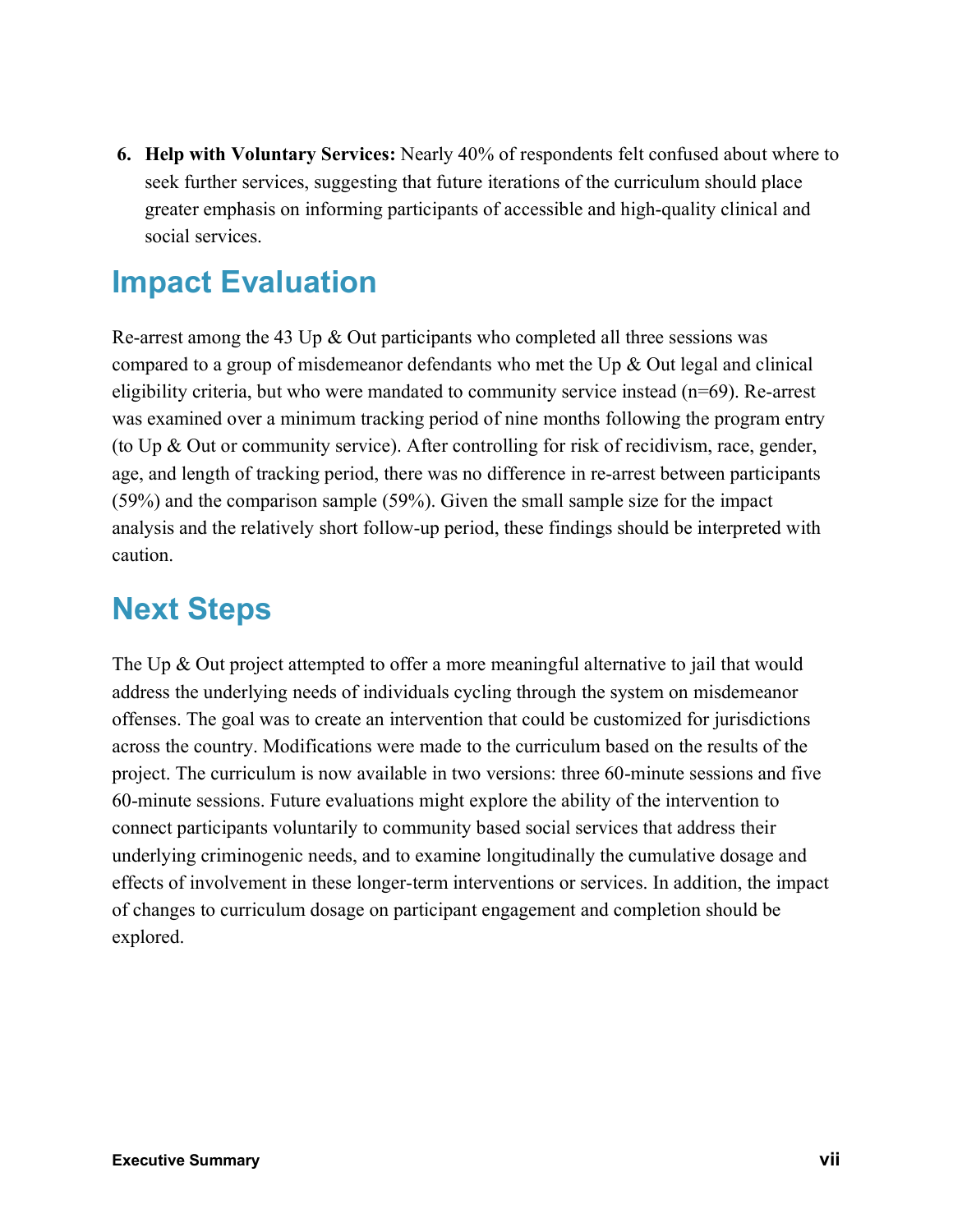6. **Help with Voluntary Services:** Nearly 40% of respondents felt confused about where to seek further services, suggesting that future iterations of the curriculum should place greater emphasis on informing participants of accessible and high-quality clinical and social services.

## Impact Evaluation

Re-arrest among the 43 Up & Out participants who completed all three sessions was compared to a group of misdemeanor defendants who met the Up & Out legal and clinical eligibility criteria, but who were mandated to community service instead (n=69). Re-arrest was examined over a minimum tracking period of nine months following the program entry (to Up & Out or community service). After controlling for risk of recidivism, race, gender, age, and length of tracking period, there was no difference in re-arrest between participants (59%) and the comparison sample (59%). Given the small sample size for the impact analysis and the relatively short follow-up period, these findings should be interpreted with caution.

## Next Steps

The Up & Out project attempted to offer a more meaningful alternative to jail that would address the underlying needs of individuals cycling through the system on misdemeanor offenses. The goal was to create an intervention that could be customized for jurisdictions across the country. Modifications were made to the curriculum based on the results of the project. The curriculum is now available in two versions: three 60-minute sessions and five 60-minute sessions. Future evaluations might explore the ability of the intervention to connect participants voluntarily to community based social services that address their underlying criminogenic needs, and to examine longitudinally the cumulative dosage and effects of involvement in these longer-term interventions or services. In addition, the impact of changes to curriculum dosage on participant engagement and completion should be explored.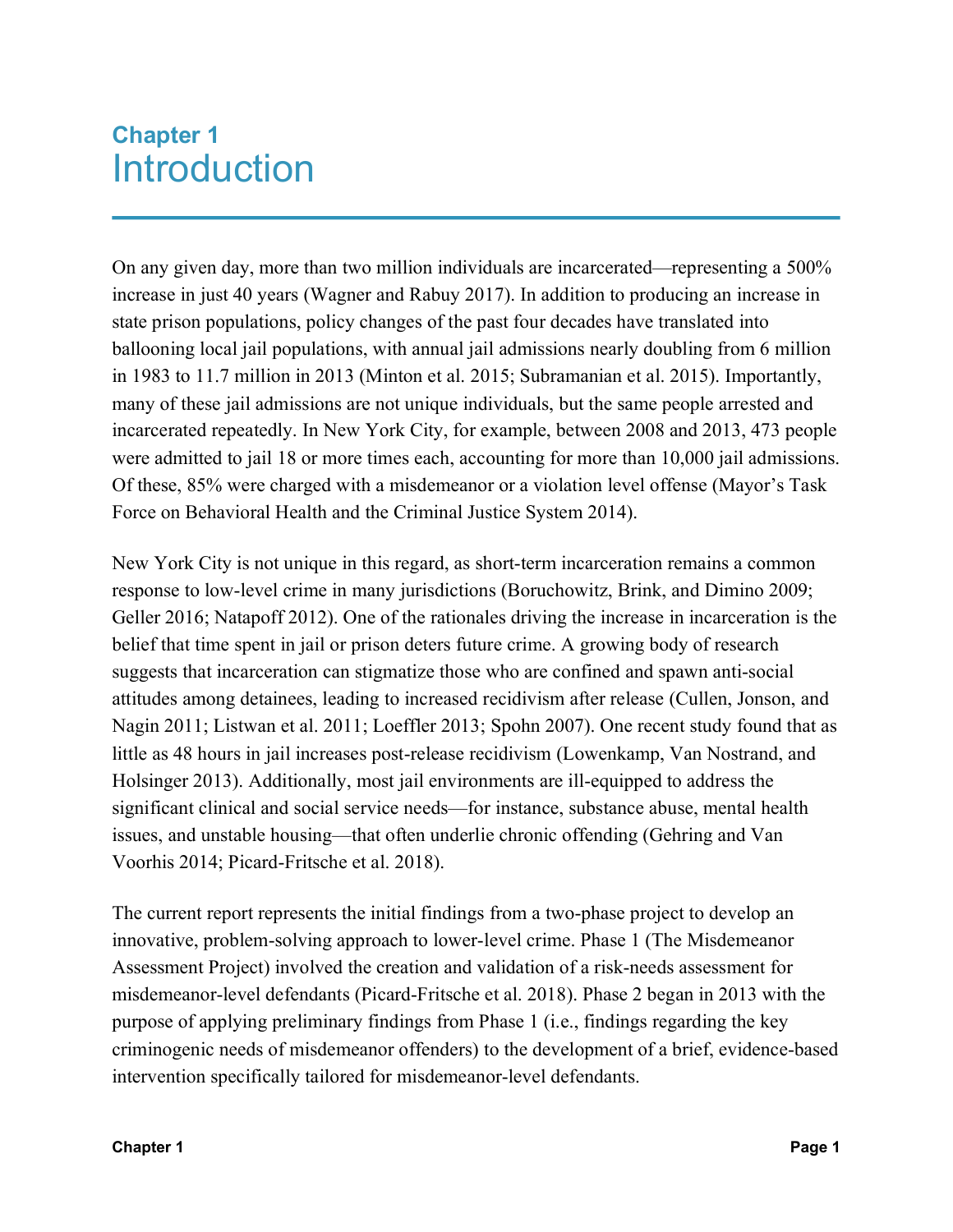# Chapter 1
# Introduction

On any given day, more than two million individuals are incarcerated—representing a 500% increase in just 40 years (Wagner and Rabuy 2017). In addition to producing an increase in state prison populations, policy changes of the past four decades have translated into ballooning local jail populations, with annual jail admissions nearly doubling from 6 million in 1983 to 11.7 million in 2013 (Minton et al. 2015; Subramanian et al. 2015). Importantly, many of these jail admissions are not unique individuals, but the same people arrested and incarcerated repeatedly. In New York City, for example, between 2008 and 2013, 473 people were admitted to jail 18 or more times each, accounting for more than 10,000 jail admissions. Of these, 85% were charged with a misdemeanor or a violation level offense (Mayor's Task Force on Behavioral Health and the Criminal Justice System 2014).

New York City is not unique in this regard, as short-term incarceration remains a common response to low-level crime in many jurisdictions (Boruchowitz, Brink, and Dimino 2009; Geller 2016; Natapoff 2012). One of the rationales driving the increase in incarceration is the belief that time spent in jail or prison deters future crime. A growing body of research suggests that incarceration can stigmatize those who are confined and spawn anti-social attitudes among detainees, leading to increased recidivism after release (Cullen, Jonson, and Nagin 2011; Listwan et al. 2011; Loeffler 2013; Spohn 2007). One recent study found that as little as 48 hours in jail increases post-release recidivism (Lowenkamp, Van Nostrand, and Holsinger 2013). Additionally, most jail environments are ill-equipped to address the significant clinical and social service needs—for instance, substance abuse, mental health issues, and unstable housing—that often underlie chronic offending (Gehring and Van Voorhis 2014; Picard-Fritsche et al. 2018).

The current report represents the initial findings from a two-phase project to develop an innovative, problem-solving approach to lower-level crime. Phase 1 (The Misdemeanor Assessment Project) involved the creation and validation of a risk-needs assessment for misdemeanor-level defendants (Picard-Fritsche et al. 2018). Phase 2 began in 2013 with the purpose of applying preliminary findings from Phase 1 (i.e., findings regarding the key criminogenic needs of misdemeanor offenders) to the development of a brief, evidence-based intervention specifically tailored for misdemeanor-level defendants.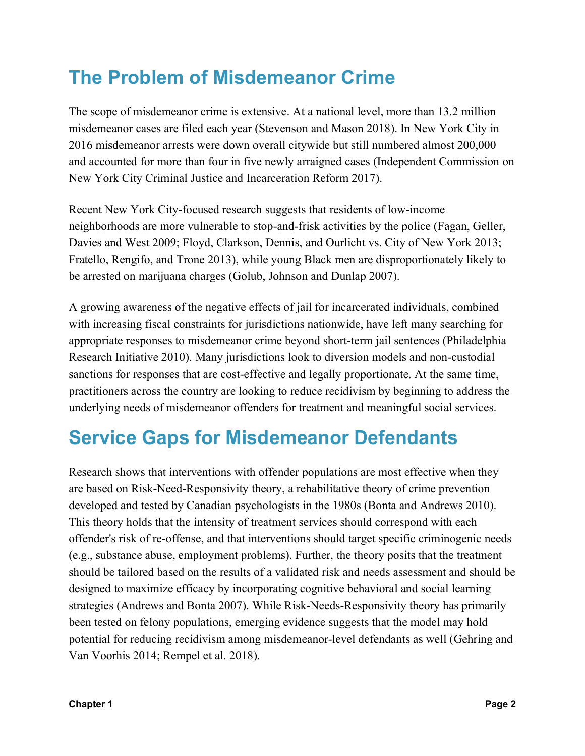# The Problem of Misdemeanor Crime

The scope of misdemeanor crime is extensive. At a national level, more than 13.2 million misdemeanor cases are filed each year (Stevenson and Mason 2018). In New York City in 2016 misdemeanor arrests were down overall citywide but still numbered almost 200,000 and accounted for more than four in five newly arraigned cases (Independent Commission on New York City Criminal Justice and Incarceration Reform 2017).

Recent New York City-focused research suggests that residents of low-income neighborhoods are more vulnerable to stop-and-frisk activities by the police (Fagan, Geller, Davies and West 2009; Floyd, Clarkson, Dennis, and Ourlicht vs. City of New York 2013; Fratello, Rengifo, and Trone 2013), while young Black men are disproportionately likely to be arrested on marijuana charges (Golub, Johnson and Dunlap 2007).

A growing awareness of the negative effects of jail for incarcerated individuals, combined with increasing fiscal constraints for jurisdictions nationwide, have left many searching for appropriate responses to misdemeanor crime beyond short-term jail sentences (Philadelphia Research Initiative 2010). Many jurisdictions look to diversion models and non-custodial sanctions for responses that are cost-effective and legally proportionate. At the same time, practitioners across the country are looking to reduce recidivism by beginning to address the underlying needs of misdemeanor offenders for treatment and meaningful social services.

# Service Gaps for Misdemeanor Defendants

Research shows that interventions with offender populations are most effective when they are based on Risk-Need-Responsivity theory, a rehabilitative theory of crime prevention developed and tested by Canadian psychologists in the 1980s (Bonta and Andrews 2010). This theory holds that the intensity of treatment services should correspond with each offender's risk of re-offense, and that interventions should target specific criminogenic needs (e.g., substance abuse, employment problems). Further, the theory posits that the treatment should be tailored based on the results of a validated risk and needs assessment and should be designed to maximize efficacy by incorporating cognitive behavioral and social learning strategies (Andrews and Bonta 2007). While Risk-Needs-Responsivity theory has primarily been tested on felony populations, emerging evidence suggests that the model may hold potential for reducing recidivism among misdemeanor-level defendants as well (Gehring and Van Voorhis 2014; Rempel et al. 2018).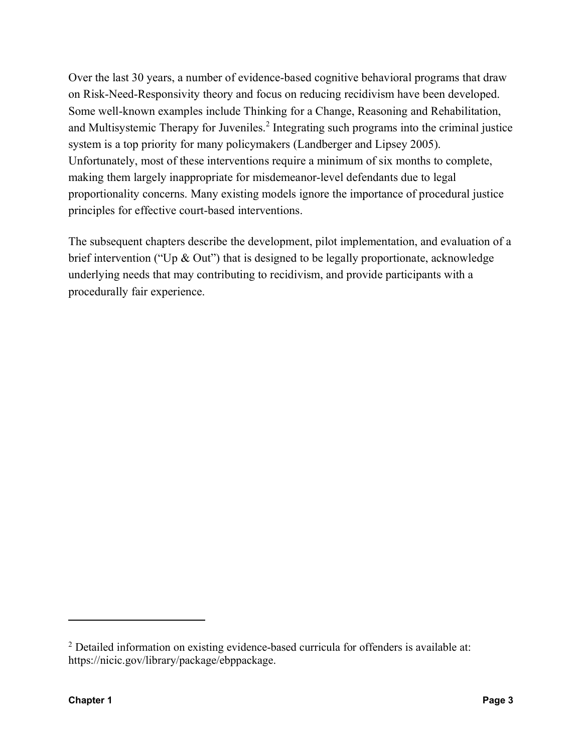Over the last 30 years, a number of evidence-based cognitive behavioral programs that draw on Risk-Need-Responsivity theory and focus on reducing recidivism have been developed. Some well-known examples include Thinking for a Change, Reasoning and Rehabilitation, and Multisystemic Therapy for Juveniles.[2] Integrating such programs into the criminal justice system is a top priority for many policymakers (Landberger and Lipsey 2005). Unfortunately, most of these interventions require a minimum of six months to complete, making them largely inappropriate for misdemeanor-level defendants due to legal proportionality concerns. Many existing models ignore the importance of procedural justice principles for effective court-based interventions.

The subsequent chapters describe the development, pilot implementation, and evaluation of a brief intervention ("Up & Out") that is designed to be legally proportionate, acknowledge underlying needs that may contributing to recidivism, and provide participants with a procedurally fair experience.

---

[2] Detailed information on existing evidence-based curricula for offenders is available at: https://nicic.gov/library/package/ebppackage.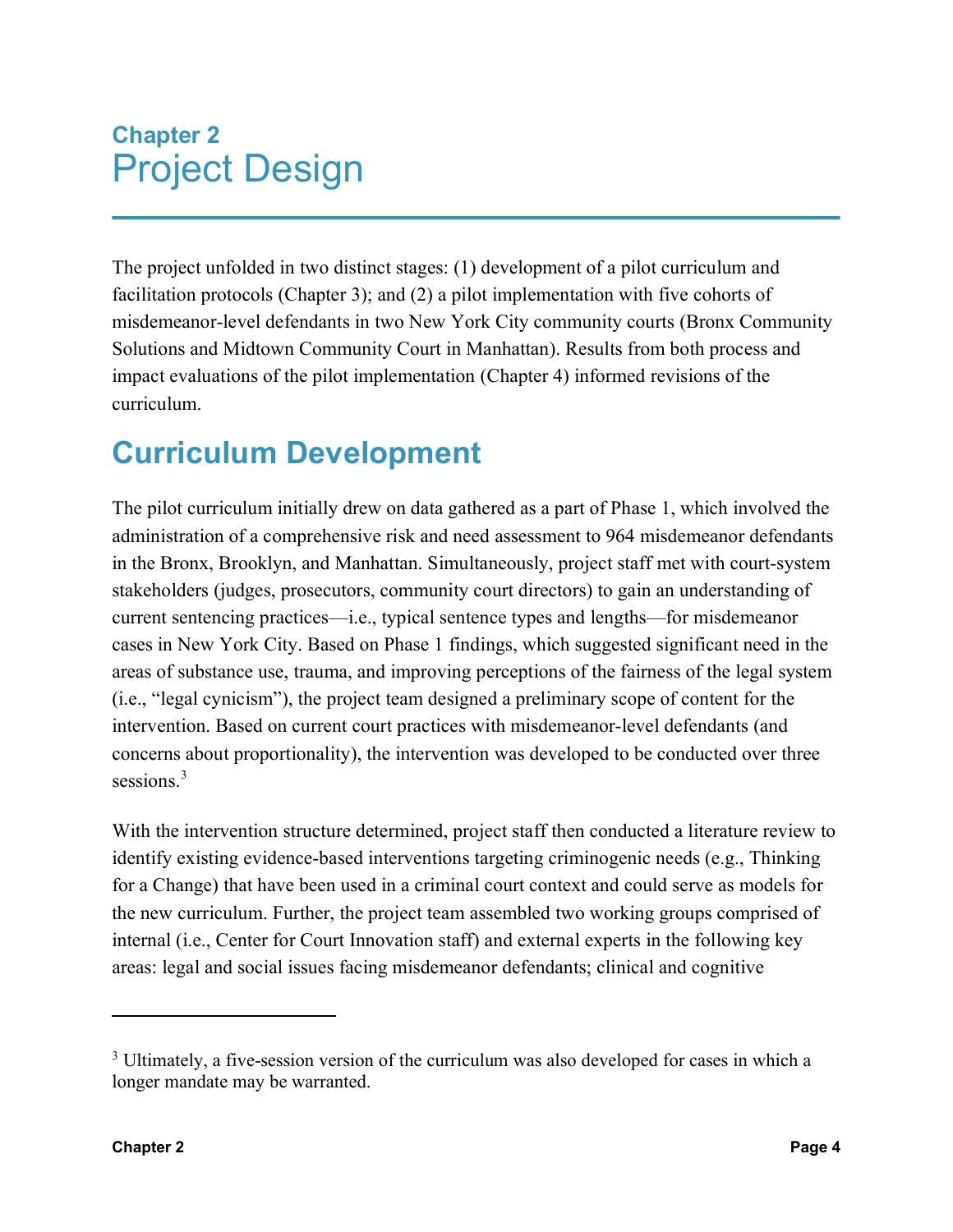# Chapter 2
# Project Design

The project unfolded in two distinct stages: (1) development of a pilot curriculum and facilitation protocols (Chapter 3); and (2) a pilot implementation with five cohorts of misdemeanor-level defendants in two New York City community courts (Bronx Community Solutions and Midtown Community Court in Manhattan). Results from both process and impact evaluations of the pilot implementation (Chapter 4) informed revisions of the curriculum.

## Curriculum Development

The pilot curriculum initially drew on data gathered as a part of Phase 1, which involved the administration of a comprehensive risk and need assessment to 964 misdemeanor defendants in the Bronx, Brooklyn, and Manhattan. Simultaneously, project staff met with court-system stakeholders (judges, prosecutors, community court directors) to gain an understanding of current sentencing practices—i.e., typical sentence types and lengths—for misdemeanor cases in New York City. Based on Phase 1 findings, which suggested significant need in the areas of substance use, trauma, and improving perceptions of the fairness of the legal system (i.e., "legal cynicism"), the project team designed a preliminary scope of content for the intervention. Based on current court practices with misdemeanor-level defendants (and concerns about proportionality), the intervention was developed to be conducted over three sessions.[3]

With the intervention structure determined, project staff then conducted a literature review to identify existing evidence-based interventions targeting criminogenic needs (e.g., Thinking for a Change) that have been used in a criminal court context and could serve as models for the new curriculum. Further, the project team assembled two working groups comprised of internal (i.e., Center for Court Innovation staff) and external experts in the following key areas: legal and social issues facing misdemeanor defendants; clinical and cognitive

[3] Ultimately, a five-session version of the curriculum was also developed for cases in which a longer mandate may be warranted.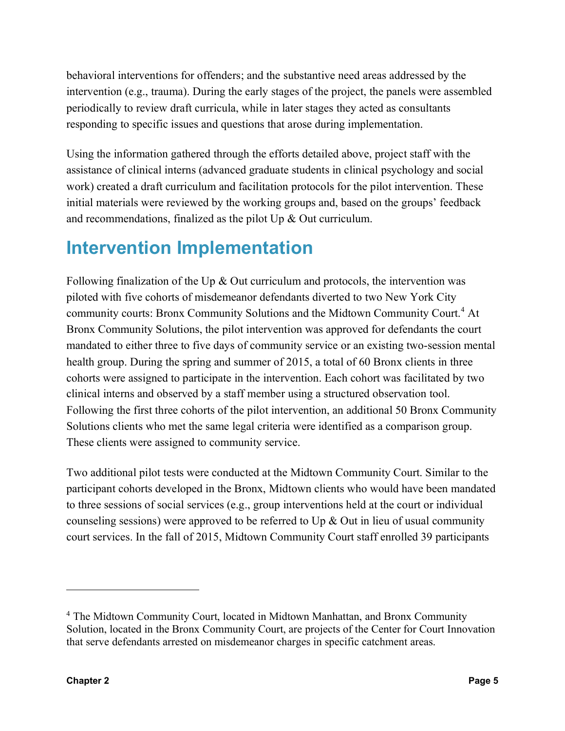behavioral interventions for offenders; and the substantive need areas addressed by the intervention (e.g., trauma). During the early stages of the project, the panels were assembled periodically to review draft curricula, while in later stages they acted as consultants responding to specific issues and questions that arose during implementation.

Using the information gathered through the efforts detailed above, project staff with the assistance of clinical interns (advanced graduate students in clinical psychology and social work) created a draft curriculum and facilitation protocols for the pilot intervention. These initial materials were reviewed by the working groups and, based on the groups' feedback and recommendations, finalized as the pilot Up & Out curriculum.

## Intervention Implementation

Following finalization of the Up & Out curriculum and protocols, the intervention was piloted with five cohorts of misdemeanor defendants diverted to two New York City community courts: Bronx Community Solutions and the Midtown Community Court.[4] At Bronx Community Solutions, the pilot intervention was approved for defendants the court mandated to either three to five days of community service or an existing two-session mental health group. During the spring and summer of 2015, a total of 60 Bronx clients in three cohorts were assigned to participate in the intervention. Each cohort was facilitated by two clinical interns and observed by a staff member using a structured observation tool. Following the first three cohorts of the pilot intervention, an additional 50 Bronx Community Solutions clients who met the same legal criteria were identified as a comparison group. These clients were assigned to community service.

Two additional pilot tests were conducted at the Midtown Community Court. Similar to the participant cohorts developed in the Bronx, Midtown clients who would have been mandated to three sessions of social services (e.g., group interventions held at the court or individual counseling sessions) were approved to be referred to Up & Out in lieu of usual community court services. In the fall of 2015, Midtown Community Court staff enrolled 39 participants

---

[4] The Midtown Community Court, located in Midtown Manhattan, and Bronx Community Solution, located in the Bronx Community Court, are projects of the Center for Court Innovation that serve defendants arrested on misdemeanor charges in specific catchment areas.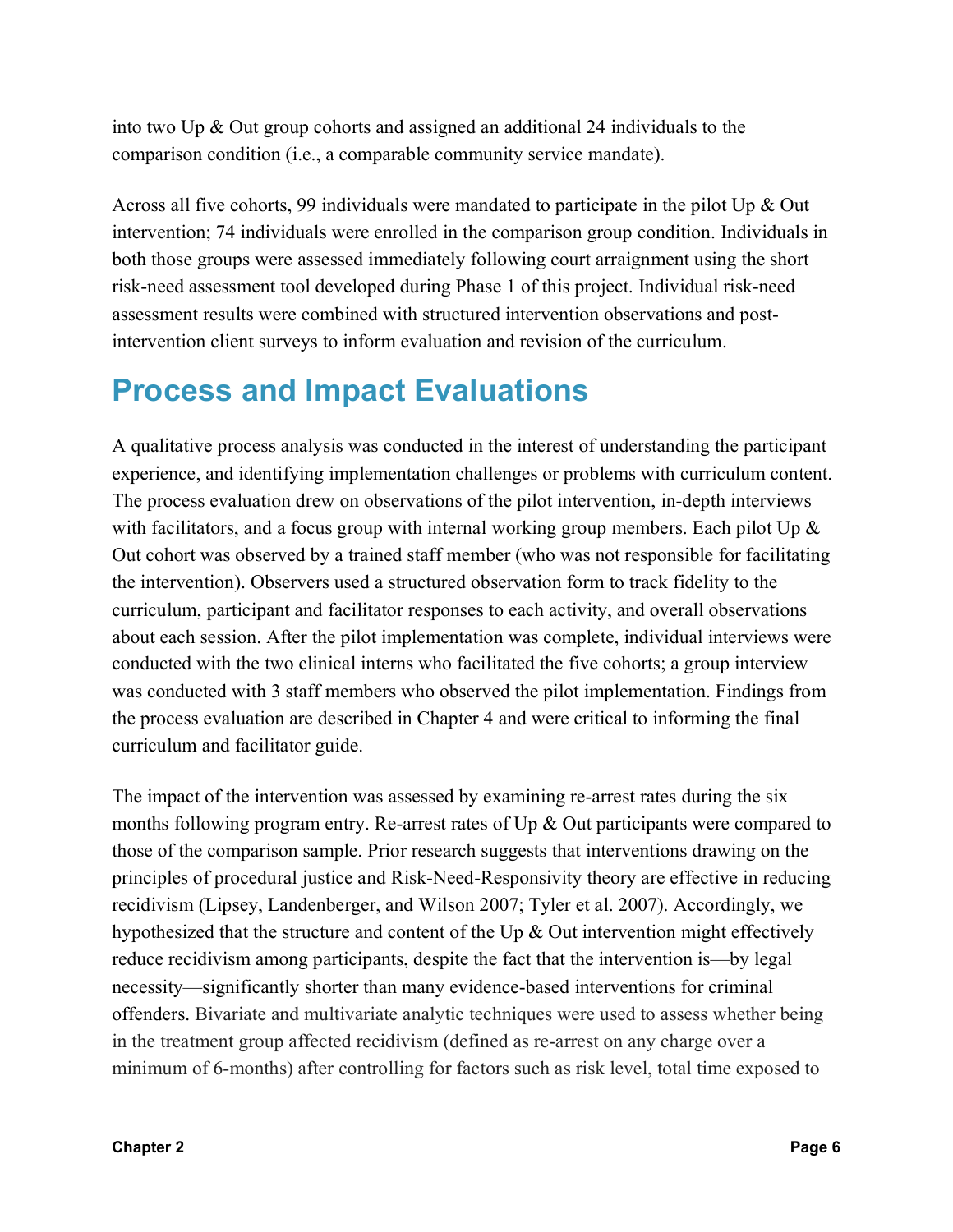into two Up & Out group cohorts and assigned an additional 24 individuals to the comparison condition (i.e., a comparable community service mandate).

Across all five cohorts, 99 individuals were mandated to participate in the pilot Up & Out intervention; 74 individuals were enrolled in the comparison group condition. Individuals in both those groups were assessed immediately following court arraignment using the short risk-need assessment tool developed during Phase 1 of this project. Individual risk-need assessment results were combined with structured intervention observations and post-intervention client surveys to inform evaluation and revision of the curriculum.

## Process and Impact Evaluations

A qualitative process analysis was conducted in the interest of understanding the participant experience, and identifying implementation challenges or problems with curriculum content. The process evaluation drew on observations of the pilot intervention, in-depth interviews with facilitators, and a focus group with internal working group members. Each pilot Up & Out cohort was observed by a trained staff member (who was not responsible for facilitating the intervention). Observers used a structured observation form to track fidelity to the curriculum, participant and facilitator responses to each activity, and overall observations about each session. After the pilot implementation was complete, individual interviews were conducted with the two clinical interns who facilitated the five cohorts; a group interview was conducted with 3 staff members who observed the pilot implementation. Findings from the process evaluation are described in Chapter 4 and were critical to informing the final curriculum and facilitator guide.

The impact of the intervention was assessed by examining re-arrest rates during the six months following program entry. Re-arrest rates of Up & Out participants were compared to those of the comparison sample. Prior research suggests that interventions drawing on the principles of procedural justice and Risk-Need-Responsivity theory are effective in reducing recidivism (Lipsey, Landenberger, and Wilson 2007; Tyler et al. 2007). Accordingly, we hypothesized that the structure and content of the Up & Out intervention might effectively reduce recidivism among participants, despite the fact that the intervention is—by legal necessity—significantly shorter than many evidence-based interventions for criminal offenders. Bivariate and multivariate analytic techniques were used to assess whether being in the treatment group affected recidivism (defined as re-arrest on any charge over a minimum of 6-months) after controlling for factors such as risk level, total time exposed to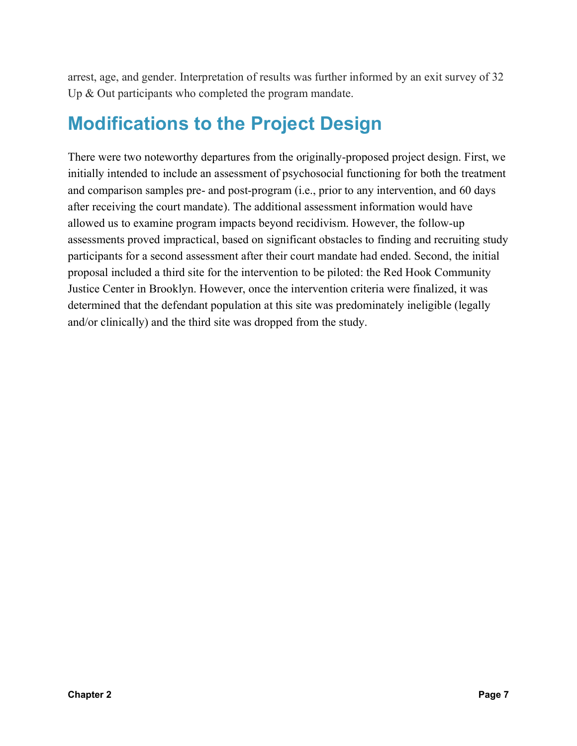arrest, age, and gender. Interpretation of results was further informed by an exit survey of 32 Up & Out participants who completed the program mandate.

## Modifications to the Project Design

There were two noteworthy departures from the originally-proposed project design. First, we initially intended to include an assessment of psychosocial functioning for both the treatment and comparison samples pre- and post-program (i.e., prior to any intervention, and 60 days after receiving the court mandate). The additional assessment information would have allowed us to examine program impacts beyond recidivism. However, the follow-up assessments proved impractical, based on significant obstacles to finding and recruiting study participants for a second assessment after their court mandate had ended. Second, the initial proposal included a third site for the intervention to be piloted: the Red Hook Community Justice Center in Brooklyn. However, once the intervention criteria were finalized, it was determined that the defendant population at this site was predominately ineligible (legally and/or clinically) and the third site was dropped from the study.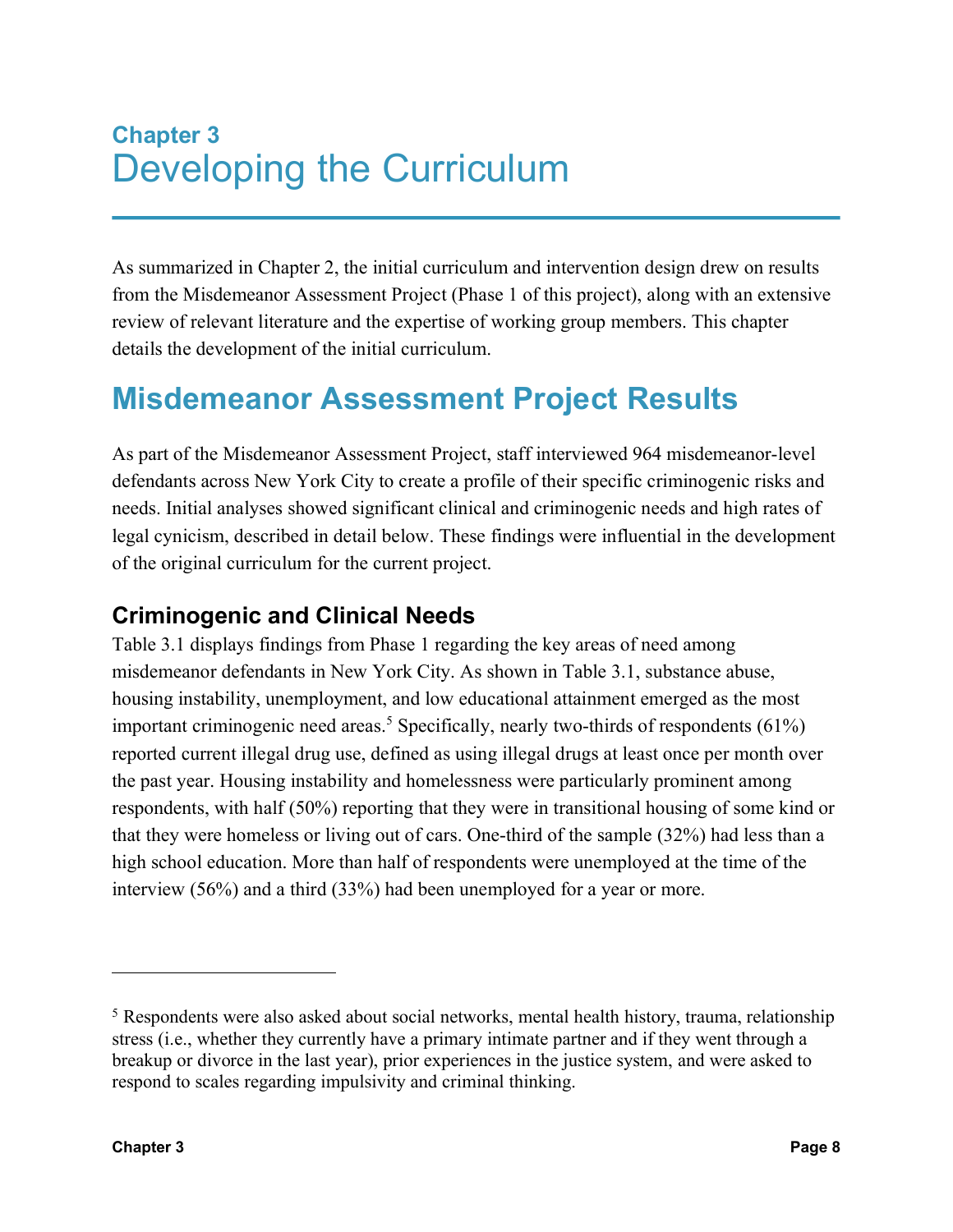# Chapter 3
# Developing the Curriculum

As summarized in Chapter 2, the initial curriculum and intervention design drew on results from the Misdemeanor Assessment Project (Phase 1 of this project), along with an extensive review of relevant literature and the expertise of working group members. This chapter details the development of the initial curriculum.

## Misdemeanor Assessment Project Results

As part of the Misdemeanor Assessment Project, staff interviewed 964 misdemeanor-level defendants across New York City to create a profile of their specific criminogenic risks and needs. Initial analyses showed significant clinical and criminogenic needs and high rates of legal cynicism, described in detail below. These findings were influential in the development of the original curriculum for the current project.

### Criminogenic and Clinical Needs

Table 3.1 displays findings from Phase 1 regarding the key areas of need among misdemeanor defendants in New York City. As shown in Table 3.1, substance abuse, housing instability, unemployment, and low educational attainment emerged as the most important criminogenic need areas.[5] Specifically, nearly two-thirds of respondents (61%) reported current illegal drug use, defined as using illegal drugs at least once per month over the past year. Housing instability and homelessness were particularly prominent among respondents, with half (50%) reporting that they were in transitional housing of some kind or that they were homeless or living out of cars. One-third of the sample (32%) had less than a high school education. More than half of respondents were unemployed at the time of the interview (56%) and a third (33%) had been unemployed for a year or more.

---

[5] Respondents were also asked about social networks, mental health history, trauma, relationship stress (i.e., whether they currently have a primary intimate partner and if they went through a breakup or divorce in the last year), prior experiences in the justice system, and were asked to respond to scales regarding impulsivity and criminal thinking.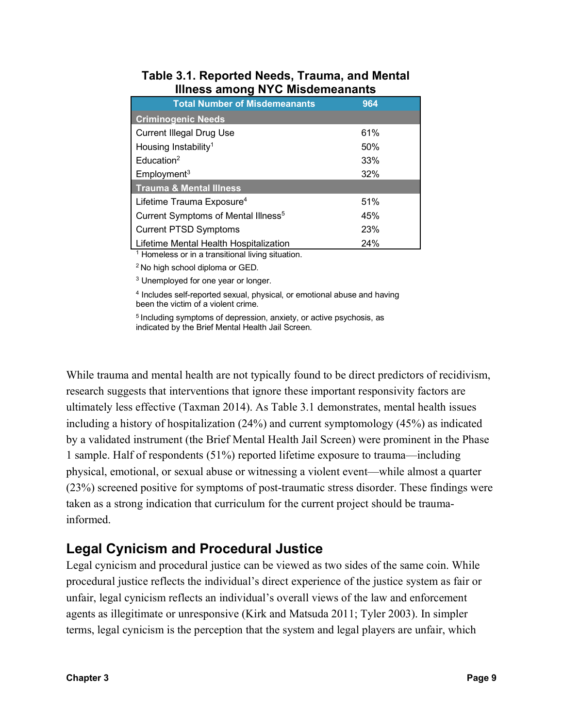**Table 3.1. Reported Needs, Trauma, and Mental Illness among NYC Misdemeanants**

| Total Number of Misdemeanants | 964 |
|---|---|
| **Criminogenic Needs** | |
| Current Illegal Drug Use | 61% |
| Housing Instability[1] | 50% |
| Education[2] | 33% |
| Employment[3] | 32% |
| **Trauma & Mental Illness** | |
| Lifetime Trauma Exposure[4] | 51% |
| Current Symptoms of Mental Illness[5] | 45% |
| Current PTSD Symptoms | 23% |
| Lifetime Mental Health Hospitalization | 24% |

[1] Homeless or in a transitional living situation.

[2] No high school diploma or GED.

[3] Unemployed for one year or longer.

[4] Includes self-reported sexual, physical, or emotional abuse and having been the victim of a violent crime.

[5] Including symptoms of depression, anxiety, or active psychosis, as indicated by the Brief Mental Health Jail Screen.

While trauma and mental health are not typically found to be direct predictors of recidivism, research suggests that interventions that ignore these important responsivity factors are ultimately less effective (Taxman 2014). As Table 3.1 demonstrates, mental health issues including a history of hospitalization (24%) and current symptomology (45%) as indicated by a validated instrument (the Brief Mental Health Jail Screen) were prominent in the Phase 1 sample. Half of respondents (51%) reported lifetime exposure to trauma—including physical, emotional, or sexual abuse or witnessing a violent event—while almost a quarter (23%) screened positive for symptoms of post-traumatic stress disorder. These findings were taken as a strong indication that curriculum for the current project should be trauma-informed.

## Legal Cynicism and Procedural Justice

Legal cynicism and procedural justice can be viewed as two sides of the same coin. While procedural justice reflects the individual's direct experience of the justice system as fair or unfair, legal cynicism reflects an individual's overall views of the law and enforcement agents as illegitimate or unresponsive (Kirk and Matsuda 2011; Tyler 2003). In simpler terms, legal cynicism is the perception that the system and legal players are unfair, which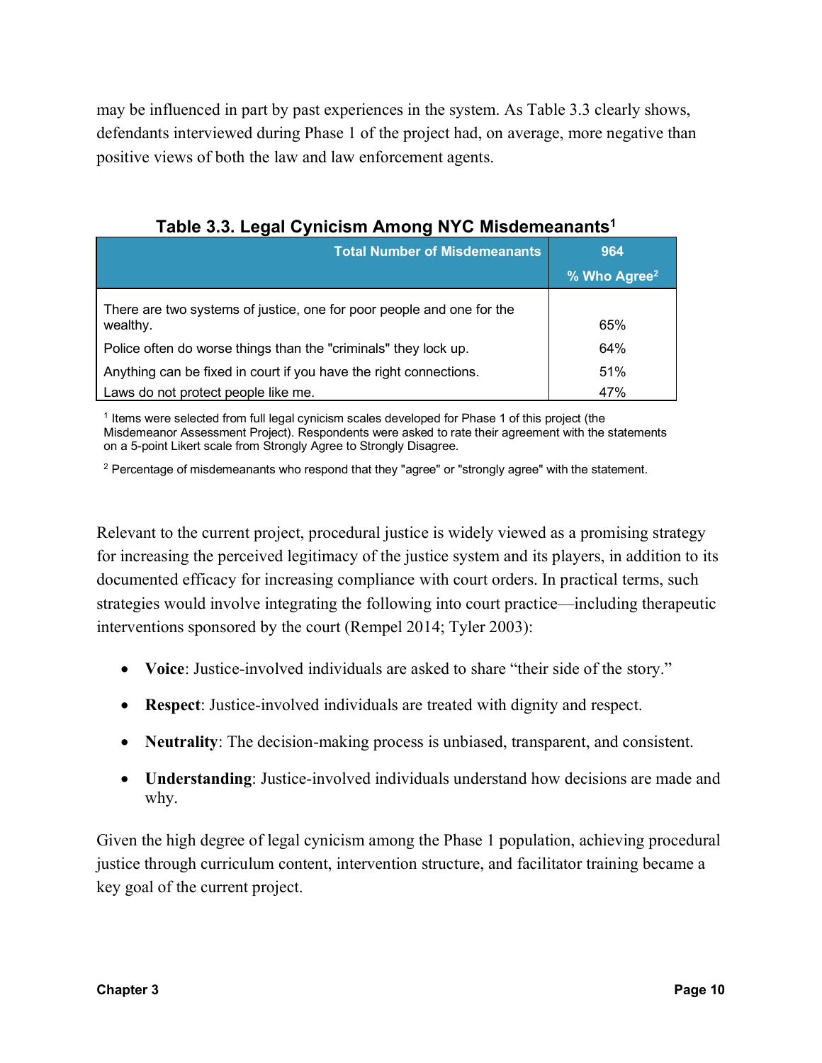may be influenced in part by past experiences in the system. As Table 3.3 clearly shows, defendants interviewed during Phase 1 of the project had, on average, more negative than positive views of both the law and law enforcement agents.

**Table 3.3. Legal Cynicism Among NYC Misdemeanants[1]**

| Total Number of Misdemeanants | 964 |
|---|---|
| | % Who Agree[2] |
| There are two systems of justice, one for poor people and one for the wealthy. | 65% |
| Police often do worse things than the "criminals" they lock up. | 64% |
| Anything can be fixed in court if you have the right connections. | 51% |
| Laws do not protect people like me. | 47% |

[1] Items were selected from full legal cynicism scales developed for Phase 1 of this project (the Misdemeanor Assessment Project). Respondents were asked to rate their agreement with the statements on a 5-point Likert scale from Strongly Agree to Strongly Disagree.

[2] Percentage of misdemeanants who respond that they "agree" or "strongly agree" with the statement.

Relevant to the current project, procedural justice is widely viewed as a promising strategy for increasing the perceived legitimacy of the justice system and its players, in addition to its documented efficacy for increasing compliance with court orders. In practical terms, such strategies would involve integrating the following into court practice—including therapeutic interventions sponsored by the court (Rempel 2014; Tyler 2003):

- **Voice**: Justice-involved individuals are asked to share "their side of the story."
- **Respect**: Justice-involved individuals are treated with dignity and respect.
- **Neutrality**: The decision-making process is unbiased, transparent, and consistent.
- **Understanding**: Justice-involved individuals understand how decisions are made and why.

Given the high degree of legal cynicism among the Phase 1 population, achieving procedural justice through curriculum content, intervention structure, and facilitator training became a key goal of the current project.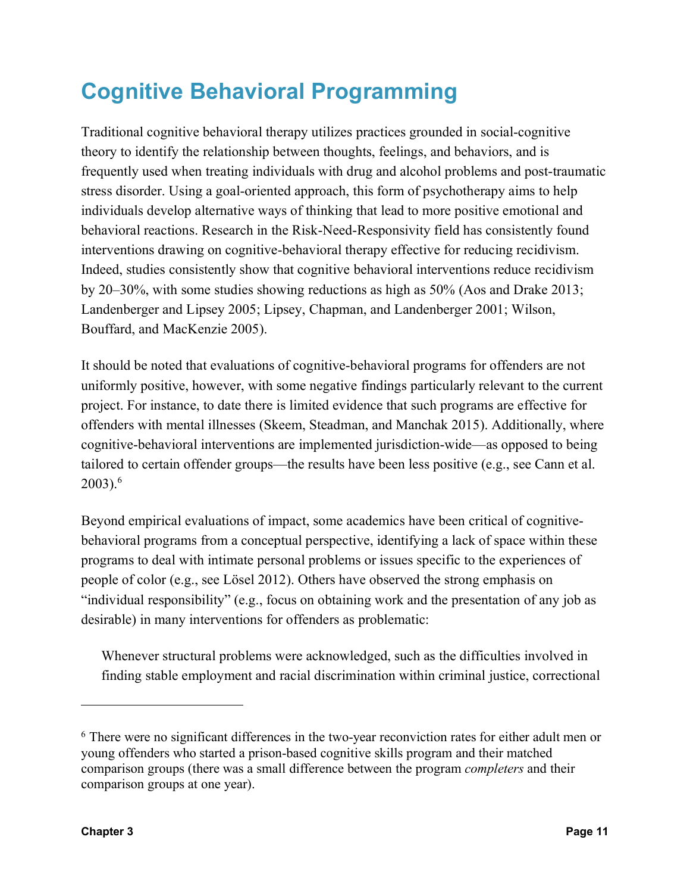# Cognitive Behavioral Programming

Traditional cognitive behavioral therapy utilizes practices grounded in social-cognitive theory to identify the relationship between thoughts, feelings, and behaviors, and is frequently used when treating individuals with drug and alcohol problems and post-traumatic stress disorder. Using a goal-oriented approach, this form of psychotherapy aims to help individuals develop alternative ways of thinking that lead to more positive emotional and behavioral reactions. Research in the Risk-Need-Responsivity field has consistently found interventions drawing on cognitive-behavioral therapy effective for reducing recidivism. Indeed, studies consistently show that cognitive behavioral interventions reduce recidivism by 20–30%, with some studies showing reductions as high as 50% (Aos and Drake 2013; Landenberger and Lipsey 2005; Lipsey, Chapman, and Landenberger 2001; Wilson, Bouffard, and MacKenzie 2005).

It should be noted that evaluations of cognitive-behavioral programs for offenders are not uniformly positive, however, with some negative findings particularly relevant to the current project. For instance, to date there is limited evidence that such programs are effective for offenders with mental illnesses (Skeem, Steadman, and Manchak 2015). Additionally, where cognitive-behavioral interventions are implemented jurisdiction-wide—as opposed to being tailored to certain offender groups—the results have been less positive (e.g., see Cann et al. 2003).[6]

Beyond empirical evaluations of impact, some academics have been critical of cognitive-behavioral programs from a conceptual perspective, identifying a lack of space within these programs to deal with intimate personal problems or issues specific to the experiences of people of color (e.g., see Lösel 2012). Others have observed the strong emphasis on "individual responsibility" (e.g., focus on obtaining work and the presentation of any job as desirable) in many interventions for offenders as problematic:

> Whenever structural problems were acknowledged, such as the difficulties involved in finding stable employment and racial discrimination within criminal justice, correctional

---

[6] There were no significant differences in the two-year reconviction rates for either adult men or young offenders who started a prison-based cognitive skills program and their matched comparison groups (there was a small difference between the program *completers* and their comparison groups at one year).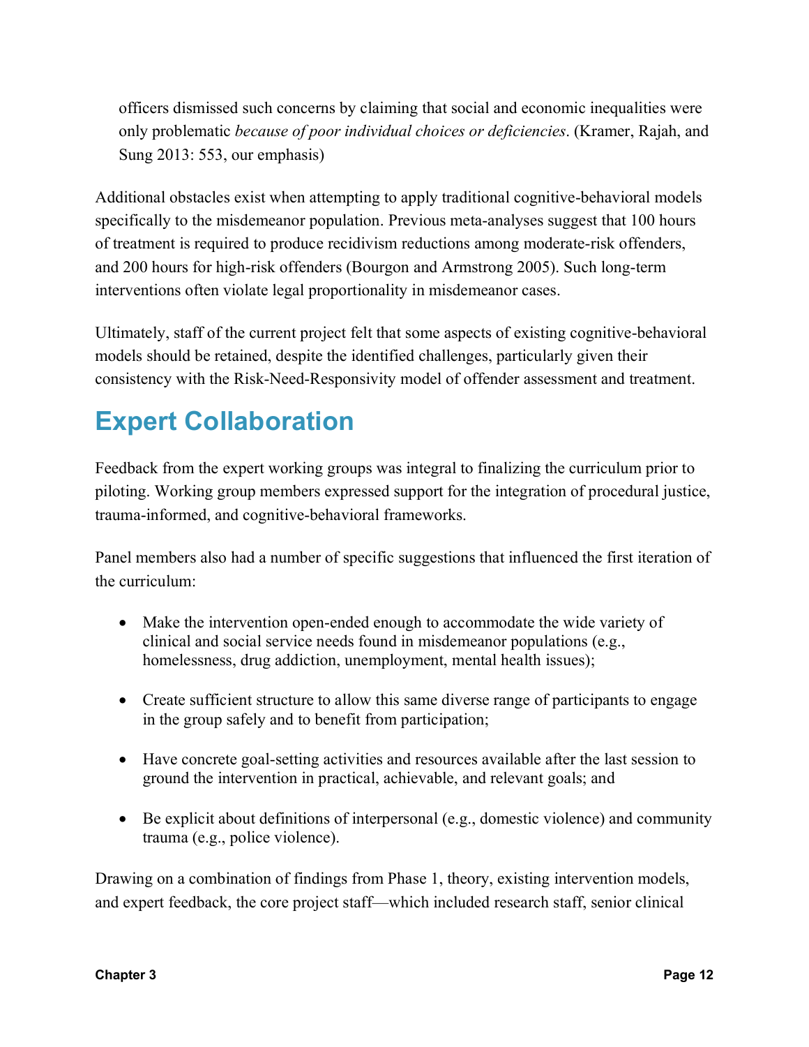> officers dismissed such concerns by claiming that social and economic inequalities were only problematic *because of poor individual choices or deficiencies*. (Kramer, Rajah, and Sung 2013: 553, our emphasis)

Additional obstacles exist when attempting to apply traditional cognitive-behavioral models specifically to the misdemeanor population. Previous meta-analyses suggest that 100 hours of treatment is required to produce recidivism reductions among moderate-risk offenders, and 200 hours for high-risk offenders (Bourgon and Armstrong 2005). Such long-term interventions often violate legal proportionality in misdemeanor cases.

Ultimately, staff of the current project felt that some aspects of existing cognitive-behavioral models should be retained, despite the identified challenges, particularly given their consistency with the Risk-Need-Responsivity model of offender assessment and treatment.

## Expert Collaboration

Feedback from the expert working groups was integral to finalizing the curriculum prior to piloting. Working group members expressed support for the integration of procedural justice, trauma-informed, and cognitive-behavioral frameworks.

Panel members also had a number of specific suggestions that influenced the first iteration of the curriculum:

- Make the intervention open-ended enough to accommodate the wide variety of clinical and social service needs found in misdemeanor populations (e.g., homelessness, drug addiction, unemployment, mental health issues);

- Create sufficient structure to allow this same diverse range of participants to engage in the group safely and to benefit from participation;

- Have concrete goal-setting activities and resources available after the last session to ground the intervention in practical, achievable, and relevant goals; and

- Be explicit about definitions of interpersonal (e.g., domestic violence) and community trauma (e.g., police violence).

Drawing on a combination of findings from Phase 1, theory, existing intervention models, and expert feedback, the core project staff—which included research staff, senior clinical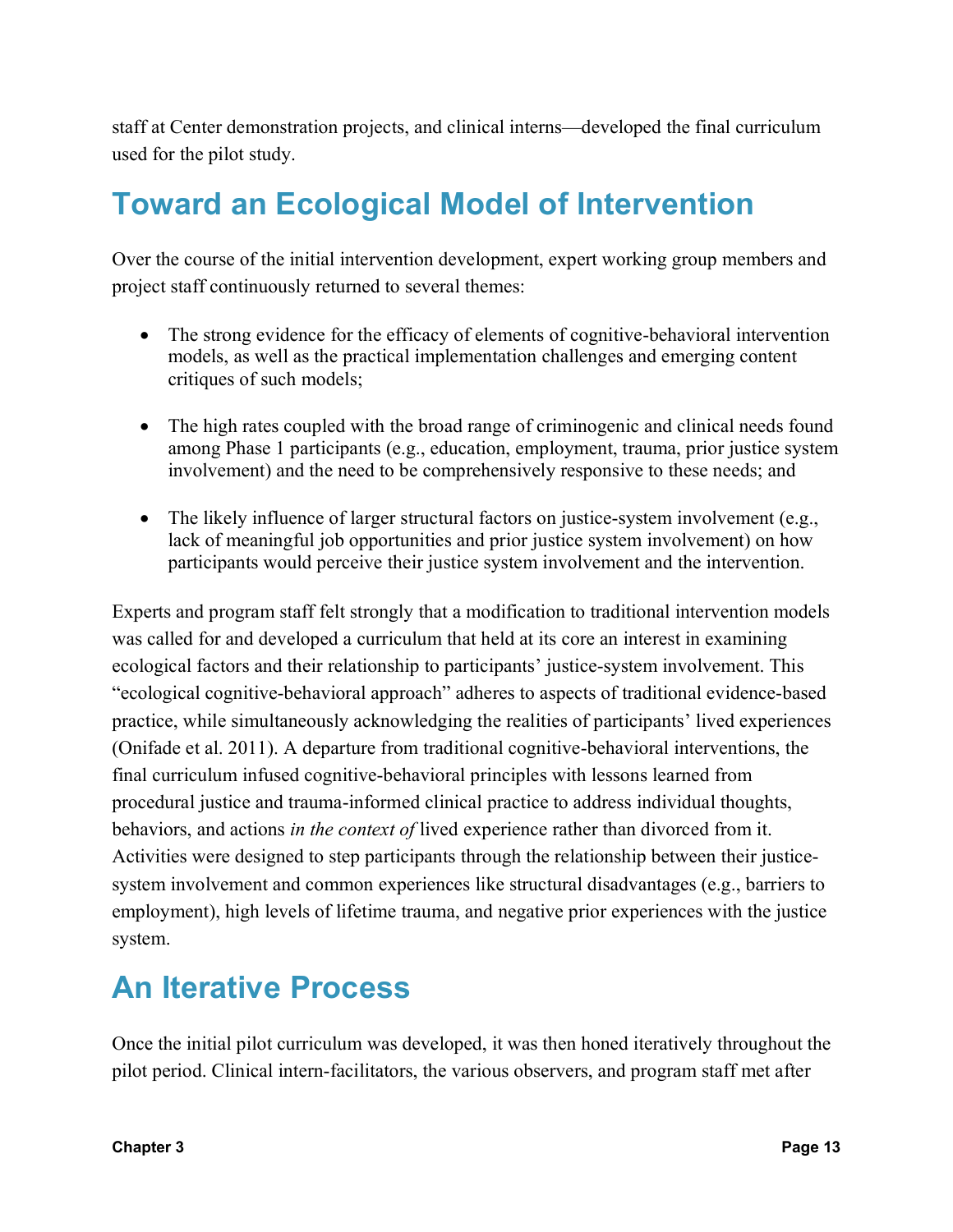staff at Center demonstration projects, and clinical interns—developed the final curriculum used for the pilot study.

## Toward an Ecological Model of Intervention

Over the course of the initial intervention development, expert working group members and project staff continuously returned to several themes:

- The strong evidence for the efficacy of elements of cognitive-behavioral intervention models, as well as the practical implementation challenges and emerging content critiques of such models;
- The high rates coupled with the broad range of criminogenic and clinical needs found among Phase 1 participants (e.g., education, employment, trauma, prior justice system involvement) and the need to be comprehensively responsive to these needs; and
- The likely influence of larger structural factors on justice-system involvement (e.g., lack of meaningful job opportunities and prior justice system involvement) on how participants would perceive their justice system involvement and the intervention.

Experts and program staff felt strongly that a modification to traditional intervention models was called for and developed a curriculum that held at its core an interest in examining ecological factors and their relationship to participants' justice-system involvement. This "ecological cognitive-behavioral approach" adheres to aspects of traditional evidence-based practice, while simultaneously acknowledging the realities of participants' lived experiences (Onifade et al. 2011). A departure from traditional cognitive-behavioral interventions, the final curriculum infused cognitive-behavioral principles with lessons learned from procedural justice and trauma-informed clinical practice to address individual thoughts, behaviors, and actions *in the context of* lived experience rather than divorced from it. Activities were designed to step participants through the relationship between their justice-system involvement and common experiences like structural disadvantages (e.g., barriers to employment), high levels of lifetime trauma, and negative prior experiences with the justice system.

## An Iterative Process

Once the initial pilot curriculum was developed, it was then honed iteratively throughout the pilot period. Clinical intern-facilitators, the various observers, and program staff met after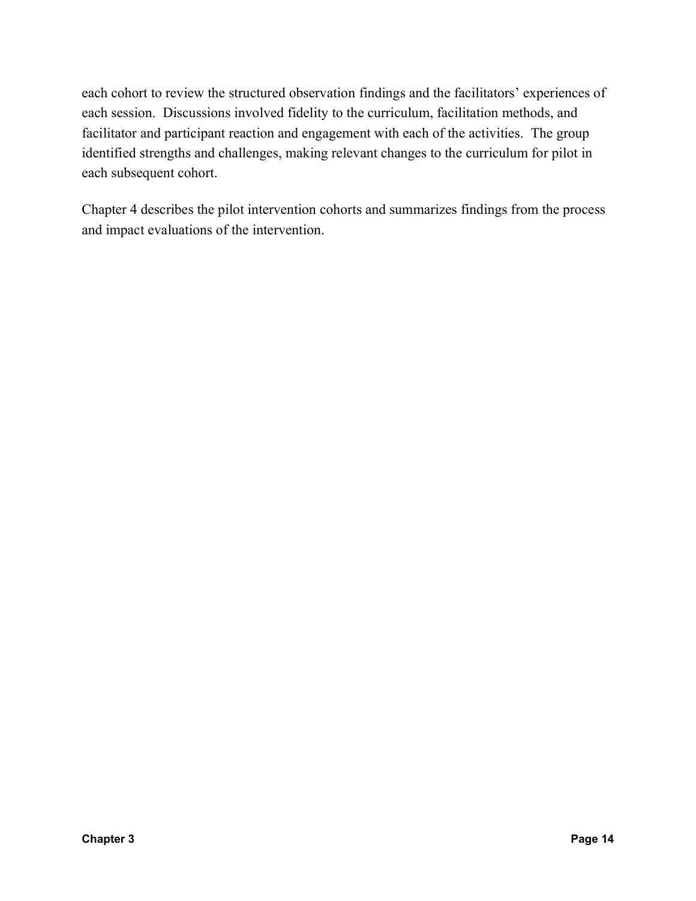each cohort to review the structured observation findings and the facilitators' experiences of each session. Discussions involved fidelity to the curriculum, facilitation methods, and facilitator and participant reaction and engagement with each of the activities. The group identified strengths and challenges, making relevant changes to the curriculum for pilot in each subsequent cohort.

Chapter 4 describes the pilot intervention cohorts and summarizes findings from the process and impact evaluations of the intervention.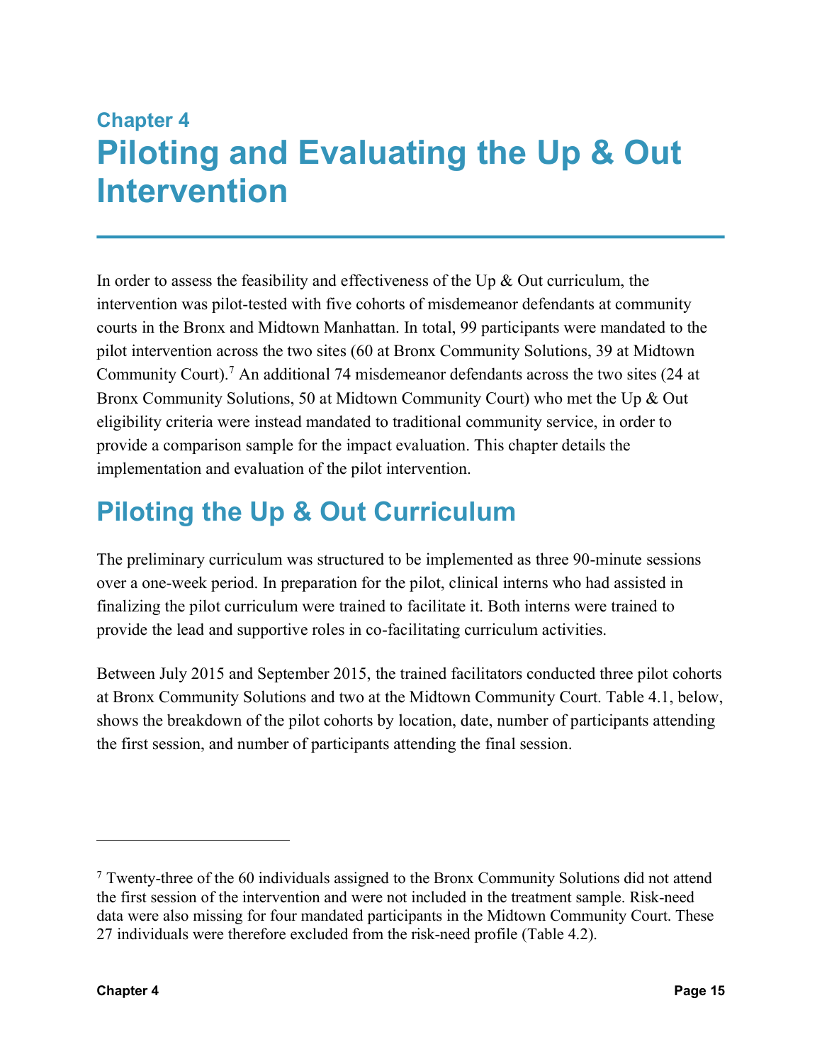# Chapter 4
# Piloting and Evaluating the Up & Out Intervention

In order to assess the feasibility and effectiveness of the Up & Out curriculum, the intervention was pilot-tested with five cohorts of misdemeanor defendants at community courts in the Bronx and Midtown Manhattan. In total, 99 participants were mandated to the pilot intervention across the two sites (60 at Bronx Community Solutions, 39 at Midtown Community Court).[7] An additional 74 misdemeanor defendants across the two sites (24 at Bronx Community Solutions, 50 at Midtown Community Court) who met the Up & Out eligibility criteria were instead mandated to traditional community service, in order to provide a comparison sample for the impact evaluation. This chapter details the implementation and evaluation of the pilot intervention.

## Piloting the Up & Out Curriculum

The preliminary curriculum was structured to be implemented as three 90-minute sessions over a one-week period. In preparation for the pilot, clinical interns who had assisted in finalizing the pilot curriculum were trained to facilitate it. Both interns were trained to provide the lead and supportive roles in co-facilitating curriculum activities.

Between July 2015 and September 2015, the trained facilitators conducted three pilot cohorts at Bronx Community Solutions and two at the Midtown Community Court. Table 4.1, below, shows the breakdown of the pilot cohorts by location, date, number of participants attending the first session, and number of participants attending the final session.

---

[7] Twenty-three of the 60 individuals assigned to the Bronx Community Solutions did not attend the first session of the intervention and were not included in the treatment sample. Risk-need data were also missing for four mandated participants in the Midtown Community Court. These 27 individuals were therefore excluded from the risk-need profile (Table 4.2).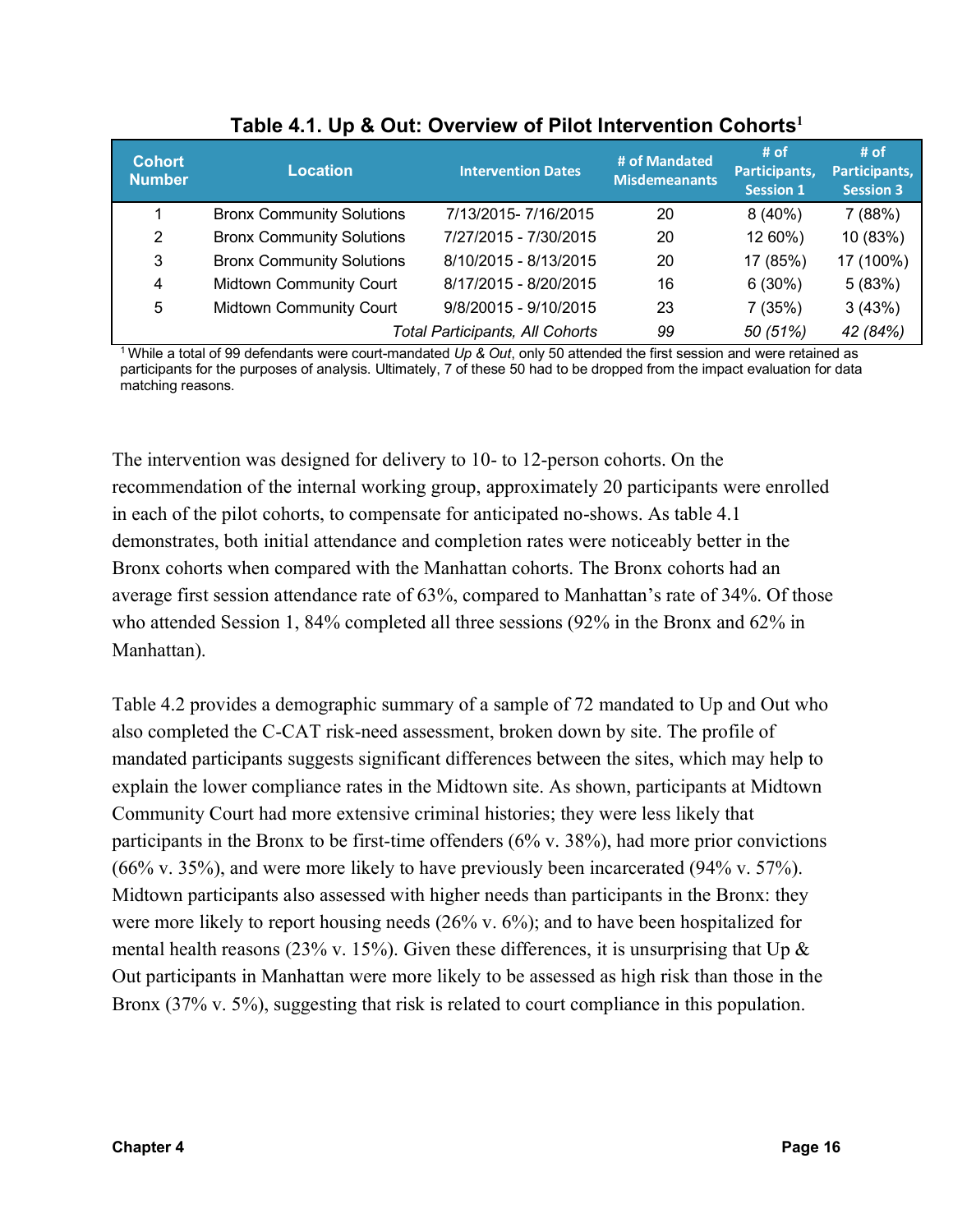**Table 4.1. Up & Out: Overview of Pilot Intervention Cohorts[1]**

| Cohort Number | Location | Intervention Dates | # of Mandated Misdemeanants | # of Participants, Session 1 | # of Participants, Session 3 |
|---|---|---|---|---|---|
| 1 | Bronx Community Solutions | 7/13/2015- 7/16/2015 | 20 | 8 (40%) | 7 (88%) |
| 2 | Bronx Community Solutions | 7/27/2015 - 7/30/2015 | 20 | 12 60%) | 10 (83%) |
| 3 | Bronx Community Solutions | 8/10/2015 - 8/13/2015 | 20 | 17 (85%) | 17 (100%) |
| 4 | Midtown Community Court | 8/17/2015 - 8/20/2015 | 16 | 6 (30%) | 5 (83%) |
| 5 | Midtown Community Court | 9/8/20015 - 9/10/2015 | 23 | 7 (35%) | 3 (43%) |
| | | *Total Participants, All Cohorts* | *99* | *50 (51%)* | *42 (84%)* |

[1] While a total of 99 defendants were court-mandated *Up & Out*, only 50 attended the first session and were retained as participants for the purposes of analysis. Ultimately, 7 of these 50 had to be dropped from the impact evaluation for data matching reasons.

The intervention was designed for delivery to 10- to 12-person cohorts. On the recommendation of the internal working group, approximately 20 participants were enrolled in each of the pilot cohorts, to compensate for anticipated no-shows. As table 4.1 demonstrates, both initial attendance and completion rates were noticeably better in the Bronx cohorts when compared with the Manhattan cohorts. The Bronx cohorts had an average first session attendance rate of 63%, compared to Manhattan's rate of 34%. Of those who attended Session 1, 84% completed all three sessions (92% in the Bronx and 62% in Manhattan).

Table 4.2 provides a demographic summary of a sample of 72 mandated to Up and Out who also completed the C-CAT risk-need assessment, broken down by site. The profile of mandated participants suggests significant differences between the sites, which may help to explain the lower compliance rates in the Midtown site. As shown, participants at Midtown Community Court had more extensive criminal histories; they were less likely that participants in the Bronx to be first-time offenders (6% v. 38%), had more prior convictions (66% v. 35%), and were more likely to have previously been incarcerated (94% v. 57%). Midtown participants also assessed with higher needs than participants in the Bronx: they were more likely to report housing needs (26% v. 6%); and to have been hospitalized for mental health reasons (23% v. 15%). Given these differences, it is unsurprising that Up & Out participants in Manhattan were more likely to be assessed as high risk than those in the Bronx (37% v. 5%), suggesting that risk is related to court compliance in this population.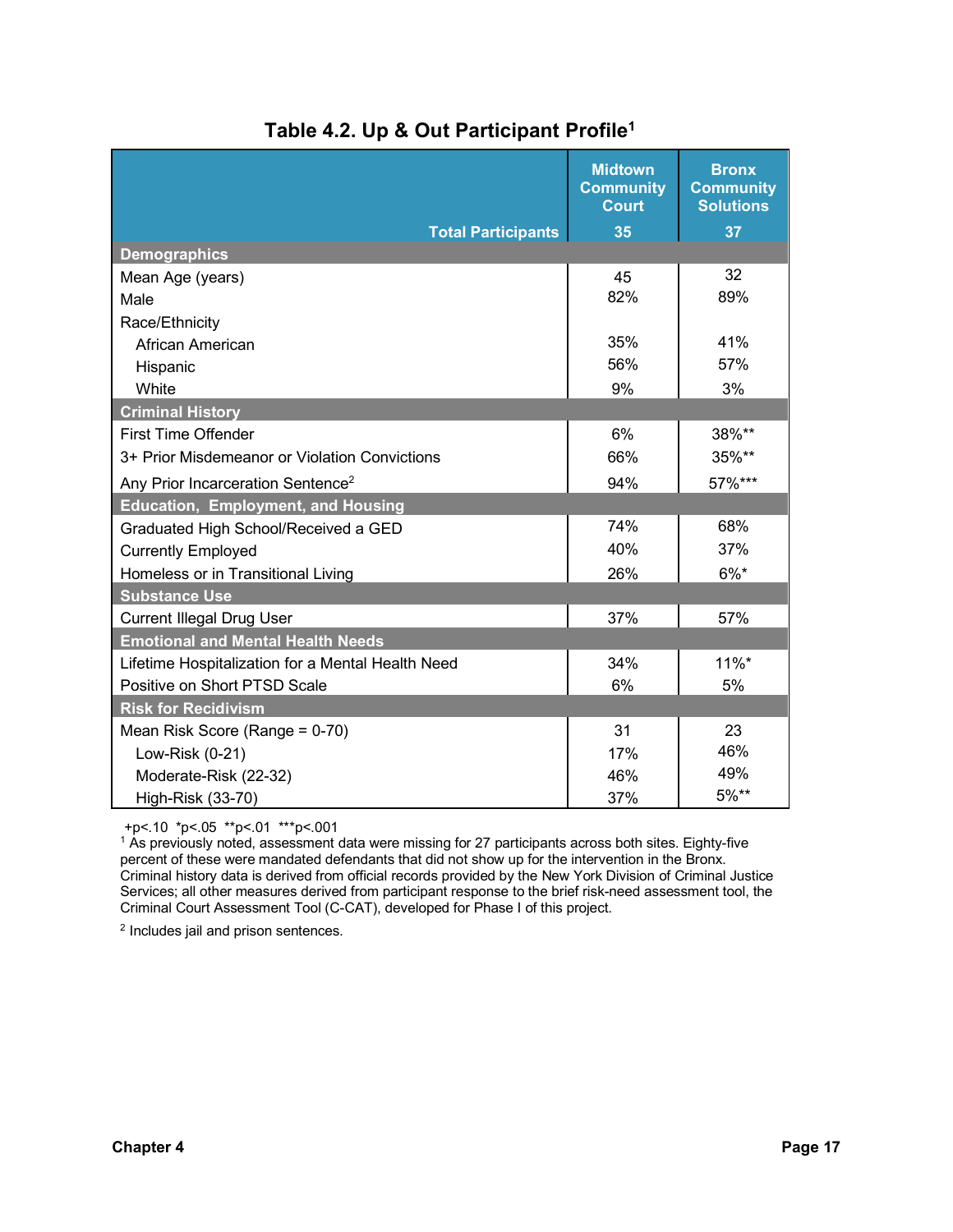### Table 4.2. Up & Out Participant Profile[1]

| | Midtown Community Court | Bronx Community Solutions |
|---|---|---|
| **Total Participants** | **35** | **37** |
| **Demographics** | | |
| Mean Age (years) | 45 | 32 |
| Male | 82% | 89% |
| Race/Ethnicity | | |
| African American | 35% | 41% |
| Hispanic | 56% | 57% |
| White | 9% | 3% |
| **Criminal History** | | |
| First Time Offender | 6% | 38%** |
| 3+ Prior Misdemeanor or Violation Convictions | 66% | 35%** |
| Any Prior Incarceration Sentence[2] | 94% | 57%*** |
| **Education, Employment, and Housing** | | |
| Graduated High School/Received a GED | 74% | 68% |
| Currently Employed | 40% | 37% |
| Homeless or in Transitional Living | 26% | 6%* |
| **Substance Use** | | |
| Current Illegal Drug User | 37% | 57% |
| **Emotional and Mental Health Needs** | | |
| Lifetime Hospitalization for a Mental Health Need | 34% | 11%* |
| Positive on Short PTSD Scale | 6% | 5% |
| **Risk for Recidivism** | | |
| Mean Risk Score (Range = 0-70) | 31 | 23 |
| Low-Risk (0-21) | 17% | 46% |
| Moderate-Risk (22-32) | 46% | 49% |
| High-Risk (33-70) | 37% | 5%** |

+p<.10 *p<.05 **p<.01 ***p<.001

[1] As previously noted, assessment data were missing for 27 participants across both sites. Eighty-five percent of these were mandated defendants that did not show up for the intervention in the Bronx. Criminal history data is derived from official records provided by the New York Division of Criminal Justice Services; all other measures derived from participant response to the brief risk-need assessment tool, the Criminal Court Assessment Tool (C-CAT), developed for Phase I of this project.

[2] Includes jail and prison sentences.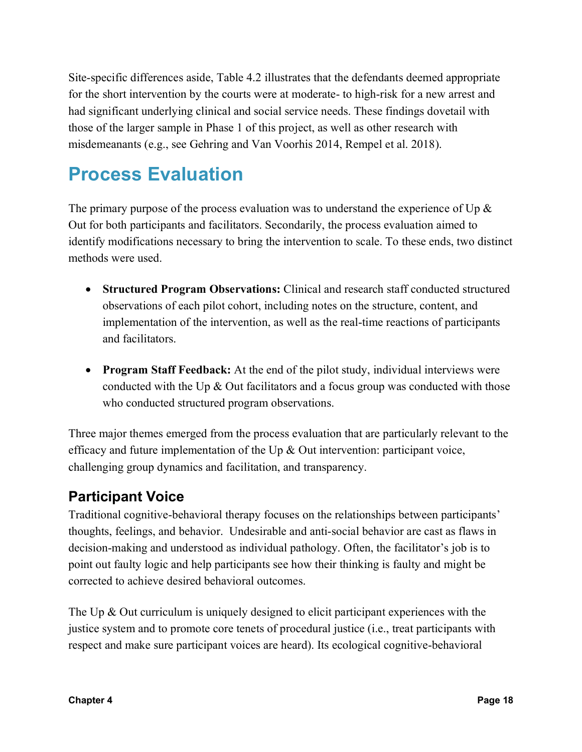Site-specific differences aside, Table 4.2 illustrates that the defendants deemed appropriate for the short intervention by the courts were at moderate- to high-risk for a new arrest and had significant underlying clinical and social service needs. These findings dovetail with those of the larger sample in Phase 1 of this project, as well as other research with misdemeanants (e.g., see Gehring and Van Voorhis 2014, Rempel et al. 2018).

# Process Evaluation

The primary purpose of the process evaluation was to understand the experience of Up & Out for both participants and facilitators. Secondarily, the process evaluation aimed to identify modifications necessary to bring the intervention to scale. To these ends, two distinct methods were used.

- **Structured Program Observations:** Clinical and research staff conducted structured observations of each pilot cohort, including notes on the structure, content, and implementation of the intervention, as well as the real-time reactions of participants and facilitators.

- **Program Staff Feedback:** At the end of the pilot study, individual interviews were conducted with the Up & Out facilitators and a focus group was conducted with those who conducted structured program observations.

Three major themes emerged from the process evaluation that are particularly relevant to the efficacy and future implementation of the Up & Out intervention: participant voice, challenging group dynamics and facilitation, and transparency.

## Participant Voice

Traditional cognitive-behavioral therapy focuses on the relationships between participants' thoughts, feelings, and behavior. Undesirable and anti-social behavior are cast as flaws in decision-making and understood as individual pathology. Often, the facilitator's job is to point out faulty logic and help participants see how their thinking is faulty and might be corrected to achieve desired behavioral outcomes.

The Up & Out curriculum is uniquely designed to elicit participant experiences with the justice system and to promote core tenets of procedural justice (i.e., treat participants with respect and make sure participant voices are heard). Its ecological cognitive-behavioral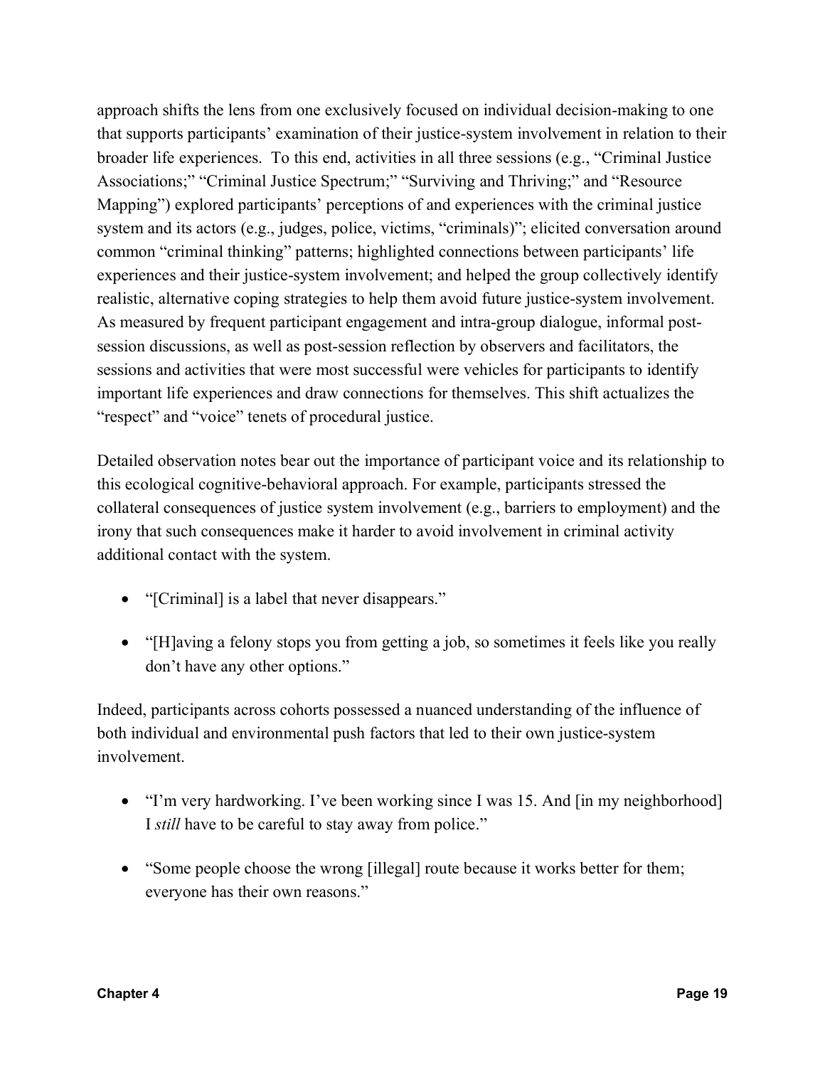approach shifts the lens from one exclusively focused on individual decision-making to one that supports participants' examination of their justice-system involvement in relation to their broader life experiences. To this end, activities in all three sessions (e.g., "Criminal Justice Associations;" "Criminal Justice Spectrum;" "Surviving and Thriving;" and "Resource Mapping") explored participants' perceptions of and experiences with the criminal justice system and its actors (e.g., judges, police, victims, "criminals)"; elicited conversation around common "criminal thinking" patterns; highlighted connections between participants' life experiences and their justice-system involvement; and helped the group collectively identify realistic, alternative coping strategies to help them avoid future justice-system involvement. As measured by frequent participant engagement and intra-group dialogue, informal post-session discussions, as well as post-session reflection by observers and facilitators, the sessions and activities that were most successful were vehicles for participants to identify important life experiences and draw connections for themselves. This shift actualizes the "respect" and "voice" tenets of procedural justice.

Detailed observation notes bear out the importance of participant voice and its relationship to this ecological cognitive-behavioral approach. For example, participants stressed the collateral consequences of justice system involvement (e.g., barriers to employment) and the irony that such consequences make it harder to avoid involvement in criminal activity additional contact with the system.

- "[Criminal] is a label that never disappears."
- "[H]aving a felony stops you from getting a job, so sometimes it feels like you really don't have any other options."

Indeed, participants across cohorts possessed a nuanced understanding of the influence of both individual and environmental push factors that led to their own justice-system involvement.

- "I'm very hardworking. I've been working since I was 15. And [in my neighborhood] I *still* have to be careful to stay away from police."
- "Some people choose the wrong [illegal] route because it works better for them; everyone has their own reasons."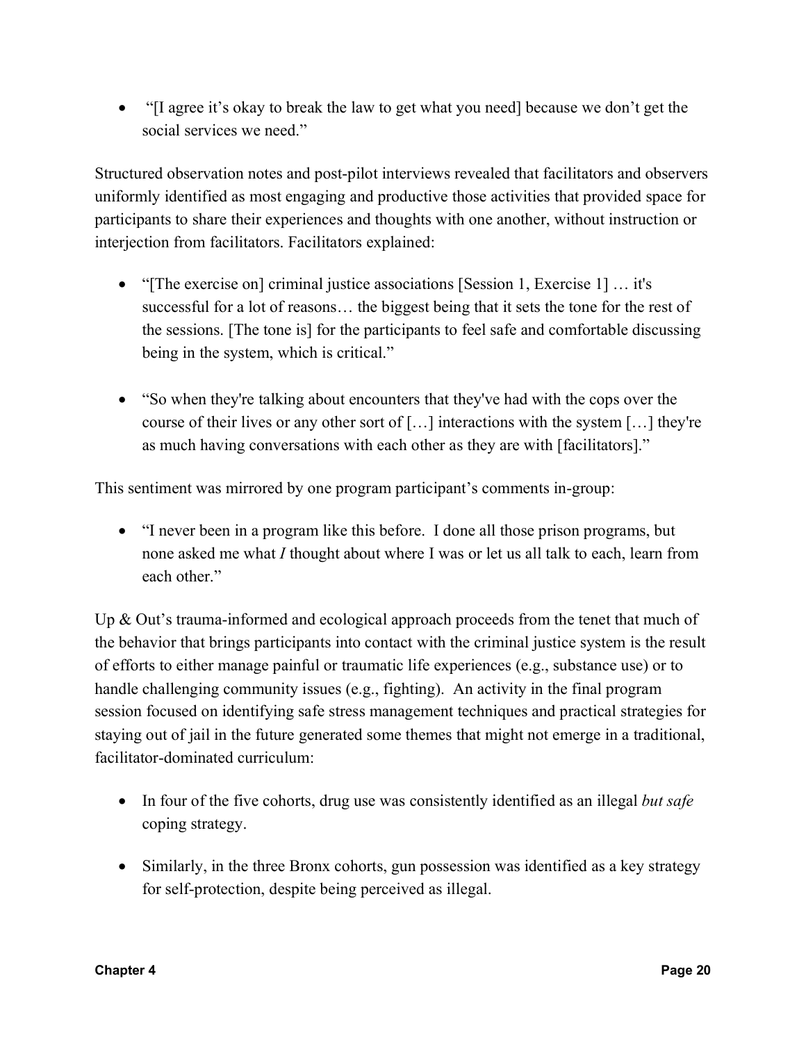- "[I agree it's okay to break the law to get what you need] because we don't get the social services we need."

Structured observation notes and post-pilot interviews revealed that facilitators and observers uniformly identified as most engaging and productive those activities that provided space for participants to share their experiences and thoughts with one another, without instruction or interjection from facilitators. Facilitators explained:

- "[The exercise on] criminal justice associations [Session 1, Exercise 1] … it's successful for a lot of reasons… the biggest being that it sets the tone for the rest of the sessions. [The tone is] for the participants to feel safe and comfortable discussing being in the system, which is critical."

- "So when they're talking about encounters that they've had with the cops over the course of their lives or any other sort of […] interactions with the system […] they're as much having conversations with each other as they are with [facilitators]."

This sentiment was mirrored by one program participant's comments in-group:

- "I never been in a program like this before. I done all those prison programs, but none asked me what *I* thought about where I was or let us all talk to each, learn from each other."

Up & Out's trauma-informed and ecological approach proceeds from the tenet that much of the behavior that brings participants into contact with the criminal justice system is the result of efforts to either manage painful or traumatic life experiences (e.g., substance use) or to handle challenging community issues (e.g., fighting). An activity in the final program session focused on identifying safe stress management techniques and practical strategies for staying out of jail in the future generated some themes that might not emerge in a traditional, facilitator-dominated curriculum:

- In four of the five cohorts, drug use was consistently identified as an illegal *but safe* coping strategy.

- Similarly, in the three Bronx cohorts, gun possession was identified as a key strategy for self-protection, despite being perceived as illegal.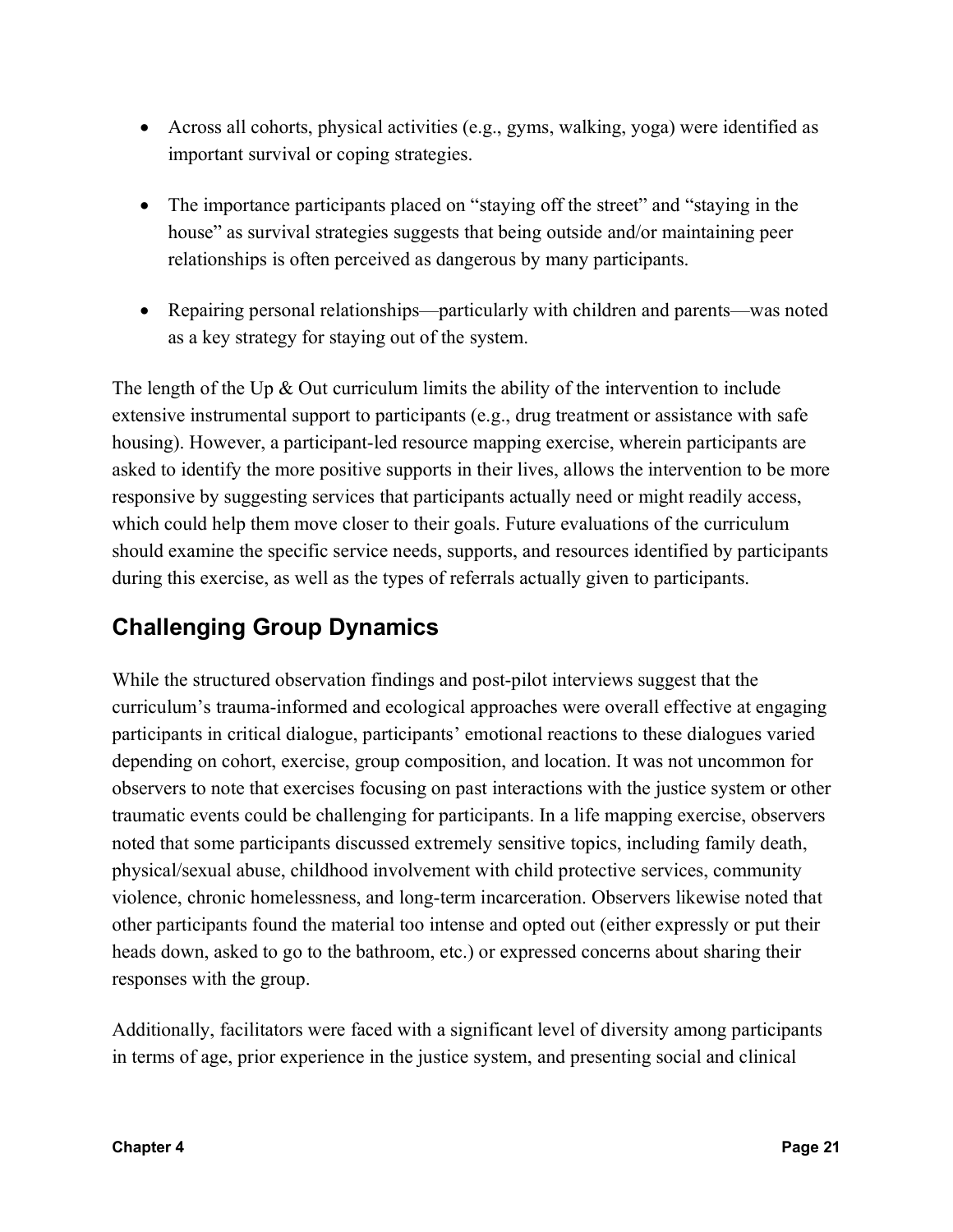- Across all cohorts, physical activities (e.g., gyms, walking, yoga) were identified as important survival or coping strategies.

- The importance participants placed on "staying off the street" and "staying in the house" as survival strategies suggests that being outside and/or maintaining peer relationships is often perceived as dangerous by many participants.

- Repairing personal relationships—particularly with children and parents—was noted as a key strategy for staying out of the system.

The length of the Up & Out curriculum limits the ability of the intervention to include extensive instrumental support to participants (e.g., drug treatment or assistance with safe housing). However, a participant-led resource mapping exercise, wherein participants are asked to identify the more positive supports in their lives, allows the intervention to be more responsive by suggesting services that participants actually need or might readily access, which could help them move closer to their goals. Future evaluations of the curriculum should examine the specific service needs, supports, and resources identified by participants during this exercise, as well as the types of referrals actually given to participants.

## Challenging Group Dynamics

While the structured observation findings and post-pilot interviews suggest that the curriculum's trauma-informed and ecological approaches were overall effective at engaging participants in critical dialogue, participants' emotional reactions to these dialogues varied depending on cohort, exercise, group composition, and location. It was not uncommon for observers to note that exercises focusing on past interactions with the justice system or other traumatic events could be challenging for participants. In a life mapping exercise, observers noted that some participants discussed extremely sensitive topics, including family death, physical/sexual abuse, childhood involvement with child protective services, community violence, chronic homelessness, and long-term incarceration. Observers likewise noted that other participants found the material too intense and opted out (either expressly or put their heads down, asked to go to the bathroom, etc.) or expressed concerns about sharing their responses with the group.

Additionally, facilitators were faced with a significant level of diversity among participants in terms of age, prior experience in the justice system, and presenting social and clinical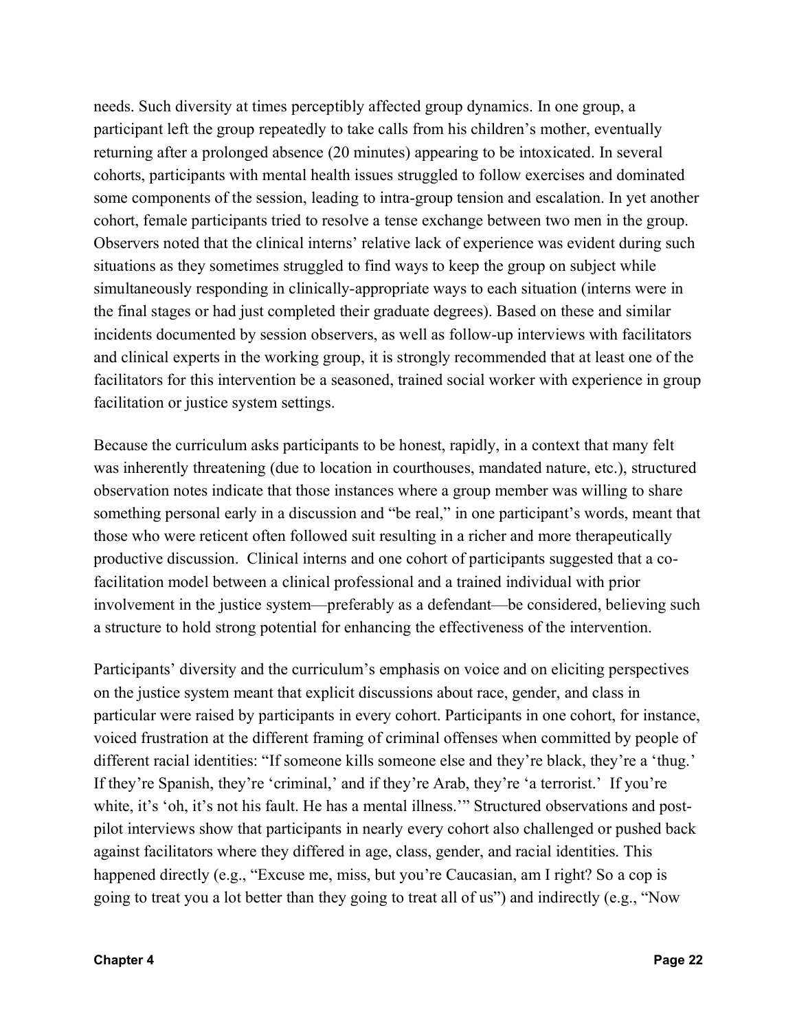needs. Such diversity at times perceptibly affected group dynamics. In one group, a participant left the group repeatedly to take calls from his children's mother, eventually returning after a prolonged absence (20 minutes) appearing to be intoxicated. In several cohorts, participants with mental health issues struggled to follow exercises and dominated some components of the session, leading to intra-group tension and escalation. In yet another cohort, female participants tried to resolve a tense exchange between two men in the group. Observers noted that the clinical interns' relative lack of experience was evident during such situations as they sometimes struggled to find ways to keep the group on subject while simultaneously responding in clinically-appropriate ways to each situation (interns were in the final stages or had just completed their graduate degrees). Based on these and similar incidents documented by session observers, as well as follow-up interviews with facilitators and clinical experts in the working group, it is strongly recommended that at least one of the facilitators for this intervention be a seasoned, trained social worker with experience in group facilitation or justice system settings.

Because the curriculum asks participants to be honest, rapidly, in a context that many felt was inherently threatening (due to location in courthouses, mandated nature, etc.), structured observation notes indicate that those instances where a group member was willing to share something personal early in a discussion and "be real," in one participant's words, meant that those who were reticent often followed suit resulting in a richer and more therapeutically productive discussion. Clinical interns and one cohort of participants suggested that a co-facilitation model between a clinical professional and a trained individual with prior involvement in the justice system—preferably as a defendant—be considered, believing such a structure to hold strong potential for enhancing the effectiveness of the intervention.

Participants' diversity and the curriculum's emphasis on voice and on eliciting perspectives on the justice system meant that explicit discussions about race, gender, and class in particular were raised by participants in every cohort. Participants in one cohort, for instance, voiced frustration at the different framing of criminal offenses when committed by people of different racial identities: "If someone kills someone else and they're black, they're a 'thug.' If they're Spanish, they're 'criminal,' and if they're Arab, they're 'a terrorist.' If you're white, it's 'oh, it's not his fault. He has a mental illness.'" Structured observations and post-pilot interviews show that participants in nearly every cohort also challenged or pushed back against facilitators where they differed in age, class, gender, and racial identities. This happened directly (e.g., "Excuse me, miss, but you're Caucasian, am I right? So a cop is going to treat you a lot better than they going to treat all of us") and indirectly (e.g., "Now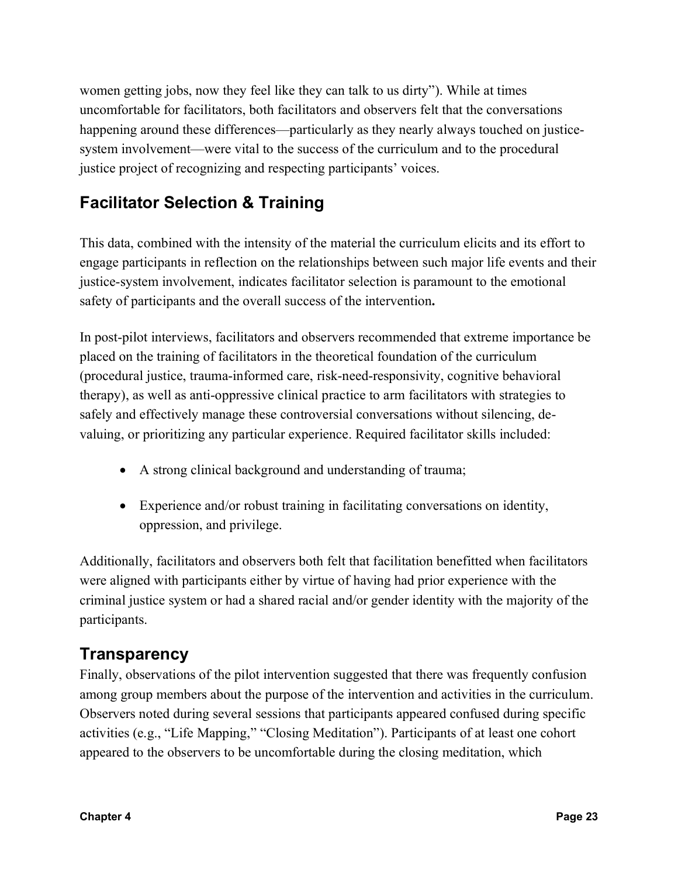women getting jobs, now they feel like they can talk to us dirty"). While at times uncomfortable for facilitators, both facilitators and observers felt that the conversations happening around these differences—particularly as they nearly always touched on justice-system involvement—were vital to the success of the curriculum and to the procedural justice project of recognizing and respecting participants' voices.

## Facilitator Selection & Training

This data, combined with the intensity of the material the curriculum elicits and its effort to engage participants in reflection on the relationships between such major life events and their justice-system involvement, indicates facilitator selection is paramount to the emotional safety of participants and the overall success of the intervention**.**

In post-pilot interviews, facilitators and observers recommended that extreme importance be placed on the training of facilitators in the theoretical foundation of the curriculum (procedural justice, trauma-informed care, risk-need-responsivity, cognitive behavioral therapy), as well as anti-oppressive clinical practice to arm facilitators with strategies to safely and effectively manage these controversial conversations without silencing, de-valuing, or prioritizing any particular experience. Required facilitator skills included:

- A strong clinical background and understanding of trauma;
- Experience and/or robust training in facilitating conversations on identity, oppression, and privilege.

Additionally, facilitators and observers both felt that facilitation benefitted when facilitators were aligned with participants either by virtue of having had prior experience with the criminal justice system or had a shared racial and/or gender identity with the majority of the participants.

## Transparency

Finally, observations of the pilot intervention suggested that there was frequently confusion among group members about the purpose of the intervention and activities in the curriculum. Observers noted during several sessions that participants appeared confused during specific activities (e.g., "Life Mapping," "Closing Meditation"). Participants of at least one cohort appeared to the observers to be uncomfortable during the closing meditation, which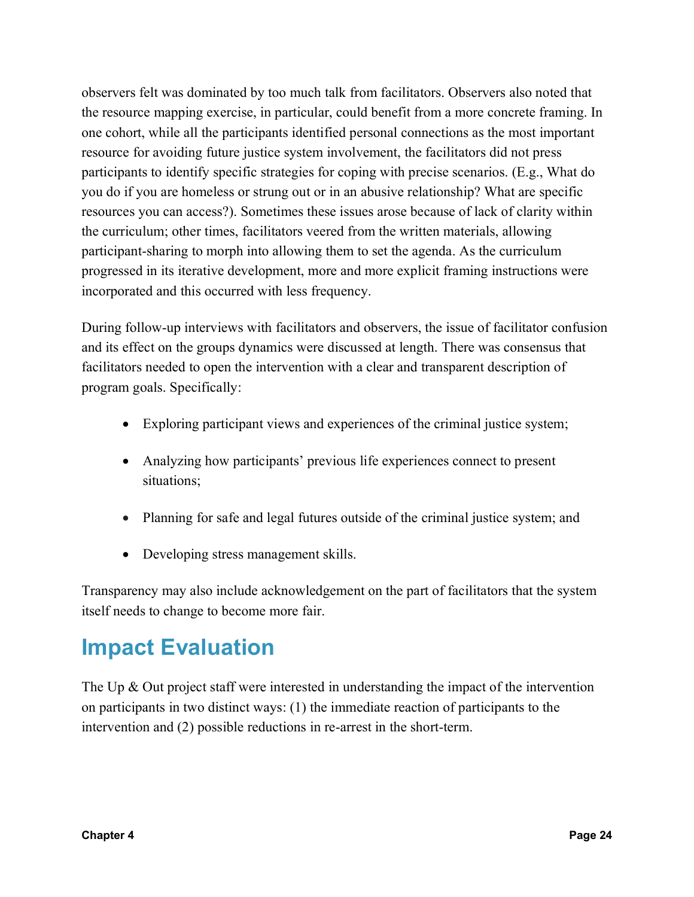observers felt was dominated by too much talk from facilitators. Observers also noted that the resource mapping exercise, in particular, could benefit from a more concrete framing. In one cohort, while all the participants identified personal connections as the most important resource for avoiding future justice system involvement, the facilitators did not press participants to identify specific strategies for coping with precise scenarios. (E.g., What do you do if you are homeless or strung out or in an abusive relationship? What are specific resources you can access?). Sometimes these issues arose because of lack of clarity within the curriculum; other times, facilitators veered from the written materials, allowing participant-sharing to morph into allowing them to set the agenda. As the curriculum progressed in its iterative development, more and more explicit framing instructions were incorporated and this occurred with less frequency.

During follow-up interviews with facilitators and observers, the issue of facilitator confusion and its effect on the groups dynamics were discussed at length. There was consensus that facilitators needed to open the intervention with a clear and transparent description of program goals. Specifically:

- Exploring participant views and experiences of the criminal justice system;
- Analyzing how participants' previous life experiences connect to present situations;
- Planning for safe and legal futures outside of the criminal justice system; and
- Developing stress management skills.

Transparency may also include acknowledgement on the part of facilitators that the system itself needs to change to become more fair.

# Impact Evaluation

The Up & Out project staff were interested in understanding the impact of the intervention on participants in two distinct ways: (1) the immediate reaction of participants to the intervention and (2) possible reductions in re-arrest in the short-term.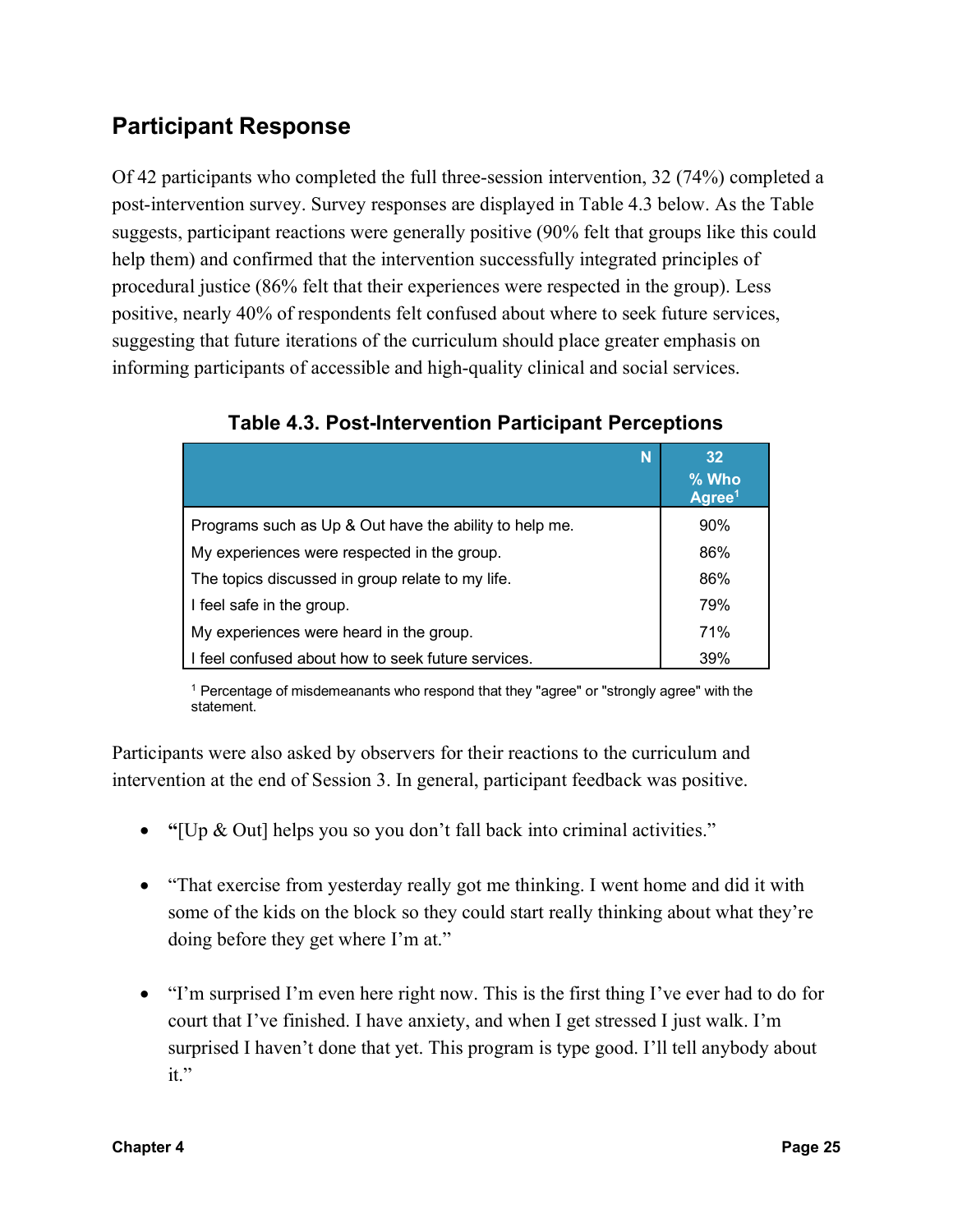## Participant Response

Of 42 participants who completed the full three-session intervention, 32 (74%) completed a post-intervention survey. Survey responses are displayed in Table 4.3 below. As the Table suggests, participant reactions were generally positive (90% felt that groups like this could help them) and confirmed that the intervention successfully integrated principles of procedural justice (86% felt that their experiences were respected in the group). Less positive, nearly 40% of respondents felt confused about where to seek future services, suggesting that future iterations of the curriculum should place greater emphasis on informing participants of accessible and high-quality clinical and social services.

**Table 4.3. Post-Intervention Participant Perceptions**

| N | 32<br>% Who Agree[1] |
|---|---|
| Programs such as Up & Out have the ability to help me. | 90% |
| My experiences were respected in the group. | 86% |
| The topics discussed in group relate to my life. | 86% |
| I feel safe in the group. | 79% |
| My experiences were heard in the group. | 71% |
| I feel confused about how to seek future services. | 39% |

[1] Percentage of misdemeanants who respond that they "agree" or "strongly agree" with the statement.

Participants were also asked by observers for their reactions to the curriculum and intervention at the end of Session 3. In general, participant feedback was positive.

- "[Up & Out] helps you so you don't fall back into criminal activities."
- "That exercise from yesterday really got me thinking. I went home and did it with some of the kids on the block so they could start really thinking about what they're doing before they get where I'm at."
- "I'm surprised I'm even here right now. This is the first thing I've ever had to do for court that I've finished. I have anxiety, and when I get stressed I just walk. I'm surprised I haven't done that yet. This program is type good. I'll tell anybody about it."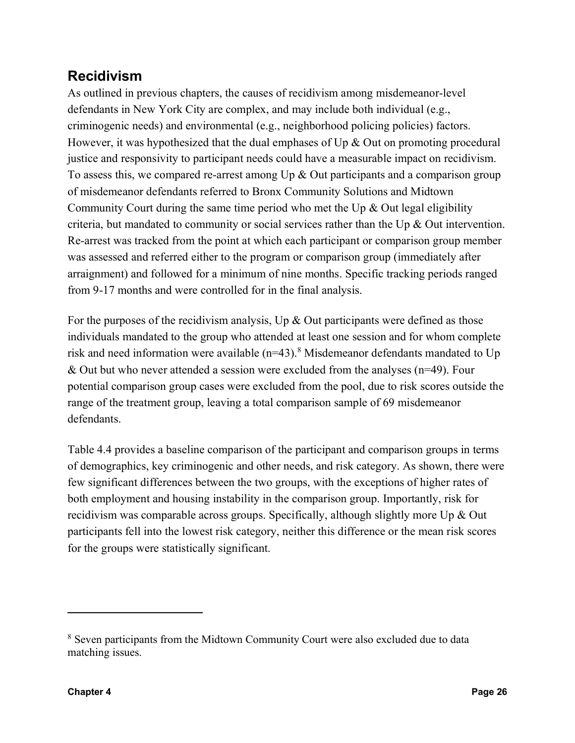## Recidivism

As outlined in previous chapters, the causes of recidivism among misdemeanor-level defendants in New York City are complex, and may include both individual (e.g., criminogenic needs) and environmental (e.g., neighborhood policing policies) factors. However, it was hypothesized that the dual emphases of Up & Out on promoting procedural justice and responsivity to participant needs could have a measurable impact on recidivism. To assess this, we compared re-arrest among Up & Out participants and a comparison group of misdemeanor defendants referred to Bronx Community Solutions and Midtown Community Court during the same time period who met the Up & Out legal eligibility criteria, but mandated to community or social services rather than the Up & Out intervention. Re-arrest was tracked from the point at which each participant or comparison group member was assessed and referred either to the program or comparison group (immediately after arraignment) and followed for a minimum of nine months. Specific tracking periods ranged from 9-17 months and were controlled for in the final analysis.

For the purposes of the recidivism analysis, Up & Out participants were defined as those individuals mandated to the group who attended at least one session and for whom complete risk and need information were available (n=43).[8] Misdemeanor defendants mandated to Up & Out but who never attended a session were excluded from the analyses (n=49). Four potential comparison group cases were excluded from the pool, due to risk scores outside the range of the treatment group, leaving a total comparison sample of 69 misdemeanor defendants.

Table 4.4 provides a baseline comparison of the participant and comparison groups in terms of demographics, key criminogenic and other needs, and risk category. As shown, there were few significant differences between the two groups, with the exceptions of higher rates of both employment and housing instability in the comparison group. Importantly, risk for recidivism was comparable across groups. Specifically, although slightly more Up & Out participants fell into the lowest risk category, neither this difference or the mean risk scores for the groups were statistically significant.

---

[8] Seven participants from the Midtown Community Court were also excluded due to data matching issues.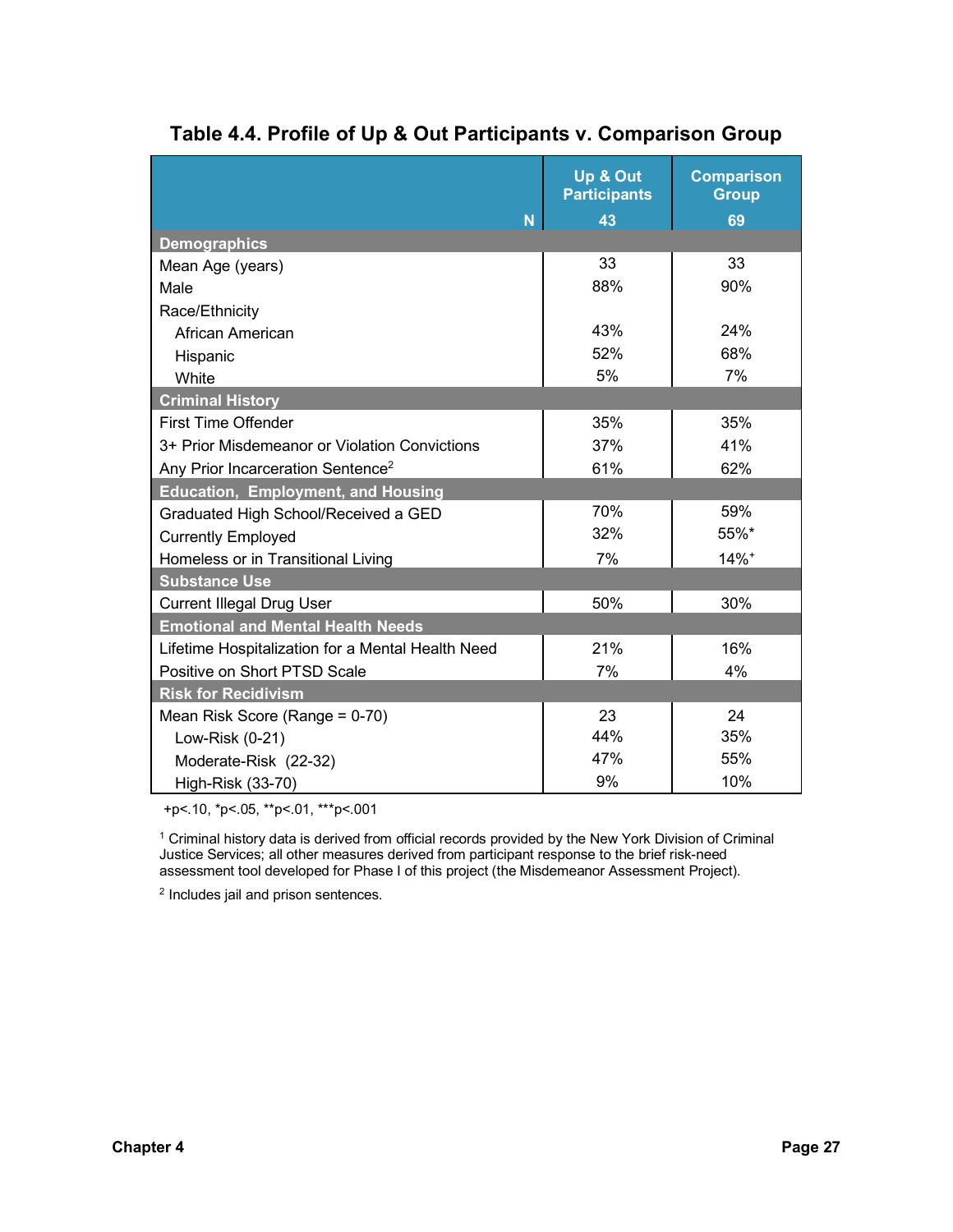## Table 4.4. Profile of Up & Out Participants v. Comparison Group

| N | Up & Out Participants 43 | Comparison Group 69 |
|---|---|---|
| **Demographics** | | |
| Mean Age (years) | 33 | 33 |
| Male | 88% | 90% |
| Race/Ethnicity | | |
| African American | 43% | 24% |
| Hispanic | 52% | 68% |
| White | 5% | 7% |
| **Criminal History** | | |
| First Time Offender | 35% | 35% |
| 3+ Prior Misdemeanor or Violation Convictions | 37% | 41% |
| Any Prior Incarceration Sentence[2] | 61% | 62% |
| **Education, Employment, and Housing** | | |
| Graduated High School/Received a GED | 70% | 59% |
| Currently Employed | 32% | 55%* |
| Homeless or in Transitional Living | 7% | 14%+ |
| **Substance Use** | | |
| Current Illegal Drug User | 50% | 30% |
| **Emotional and Mental Health Needs** | | |
| Lifetime Hospitalization for a Mental Health Need | 21% | 16% |
| Positive on Short PTSD Scale | 7% | 4% |
| **Risk for Recidivism** | | |
| Mean Risk Score (Range = 0-70) | 23 | 24 |
| Low-Risk (0-21) | 44% | 35% |
| Moderate-Risk (22-32) | 47% | 55% |
| High-Risk (33-70) | 9% | 10% |

+p<.10, *p<.05, **p<.01, ***p<.001

[1] Criminal history data is derived from official records provided by the New York Division of Criminal Justice Services; all other measures derived from participant response to the brief risk-need assessment tool developed for Phase I of this project (the Misdemeanor Assessment Project).

[2] Includes jail and prison sentences.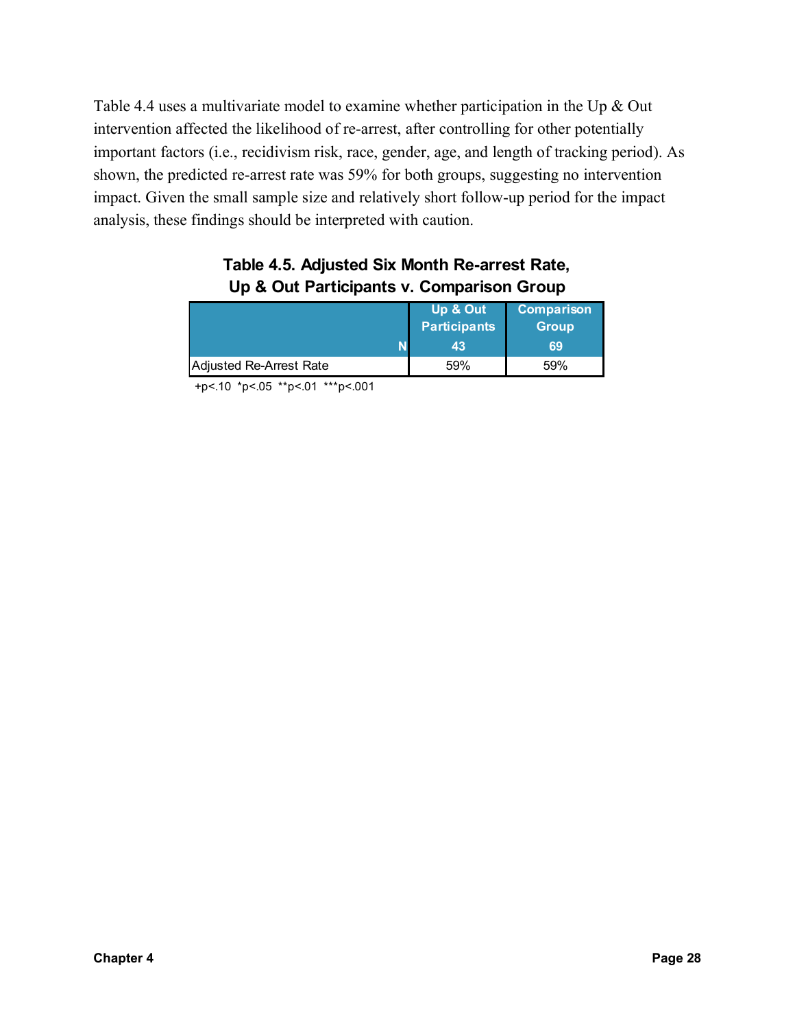Table 4.4 uses a multivariate model to examine whether participation in the Up & Out intervention affected the likelihood of re-arrest, after controlling for other potentially important factors (i.e., recidivism risk, race, gender, age, and length of tracking period). As shown, the predicted re-arrest rate was 59% for both groups, suggesting no intervention impact. Given the small sample size and relatively short follow-up period for the impact analysis, these findings should be interpreted with caution.

**Table 4.5. Adjusted Six Month Re-arrest Rate, Up & Out Participants v. Comparison Group**

| | Up & Out Participants | Comparison Group |
|---|---|---|
| N | 43 | 69 |
| Adjusted Re-Arrest Rate | 59% | 59% |

+p<.10 *p<.05 **p<.01 ***p<.001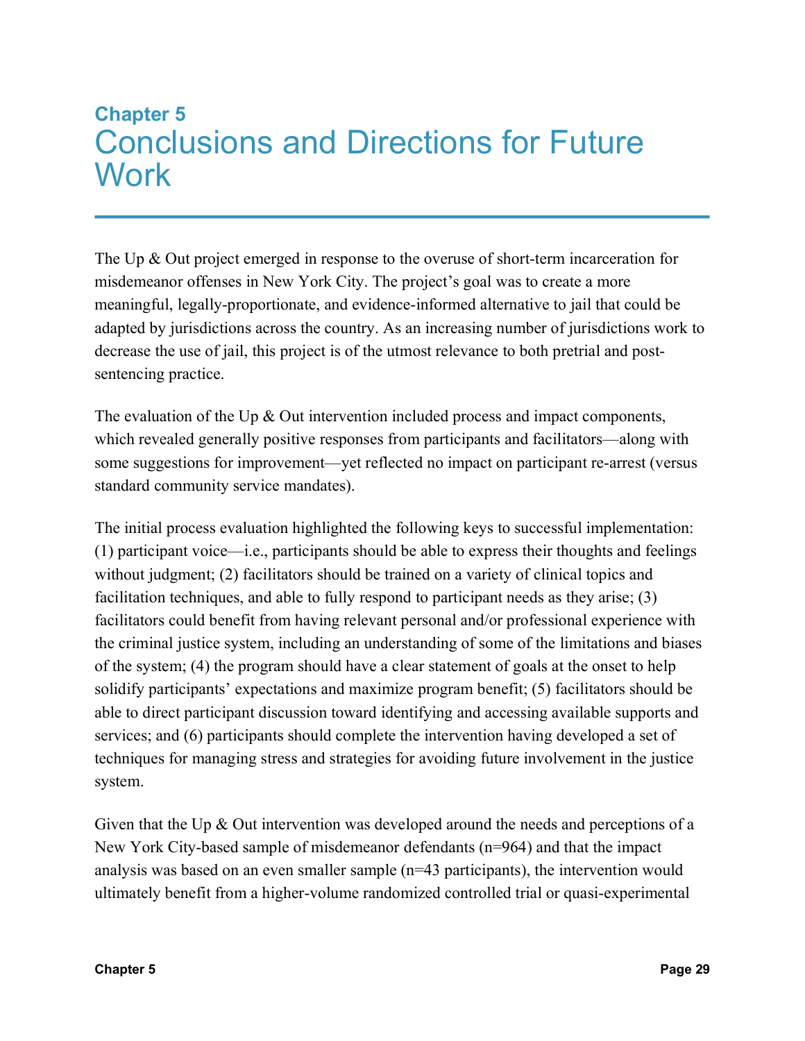# Chapter 5
# Conclusions and Directions for Future Work

The Up & Out project emerged in response to the overuse of short-term incarceration for misdemeanor offenses in New York City. The project's goal was to create a more meaningful, legally-proportionate, and evidence-informed alternative to jail that could be adapted by jurisdictions across the country. As an increasing number of jurisdictions work to decrease the use of jail, this project is of the utmost relevance to both pretrial and post-sentencing practice.

The evaluation of the Up & Out intervention included process and impact components, which revealed generally positive responses from participants and facilitators—along with some suggestions for improvement—yet reflected no impact on participant re-arrest (versus standard community service mandates).

The initial process evaluation highlighted the following keys to successful implementation: (1) participant voice—i.e., participants should be able to express their thoughts and feelings without judgment; (2) facilitators should be trained on a variety of clinical topics and facilitation techniques, and able to fully respond to participant needs as they arise; (3) facilitators could benefit from having relevant personal and/or professional experience with the criminal justice system, including an understanding of some of the limitations and biases of the system; (4) the program should have a clear statement of goals at the onset to help solidify participants' expectations and maximize program benefit; (5) facilitators should be able to direct participant discussion toward identifying and accessing available supports and services; and (6) participants should complete the intervention having developed a set of techniques for managing stress and strategies for avoiding future involvement in the justice system.

Given that the Up & Out intervention was developed around the needs and perceptions of a New York City-based sample of misdemeanor defendants (n=964) and that the impact analysis was based on an even smaller sample (n=43 participants), the intervention would ultimately benefit from a higher-volume randomized controlled trial or quasi-experimental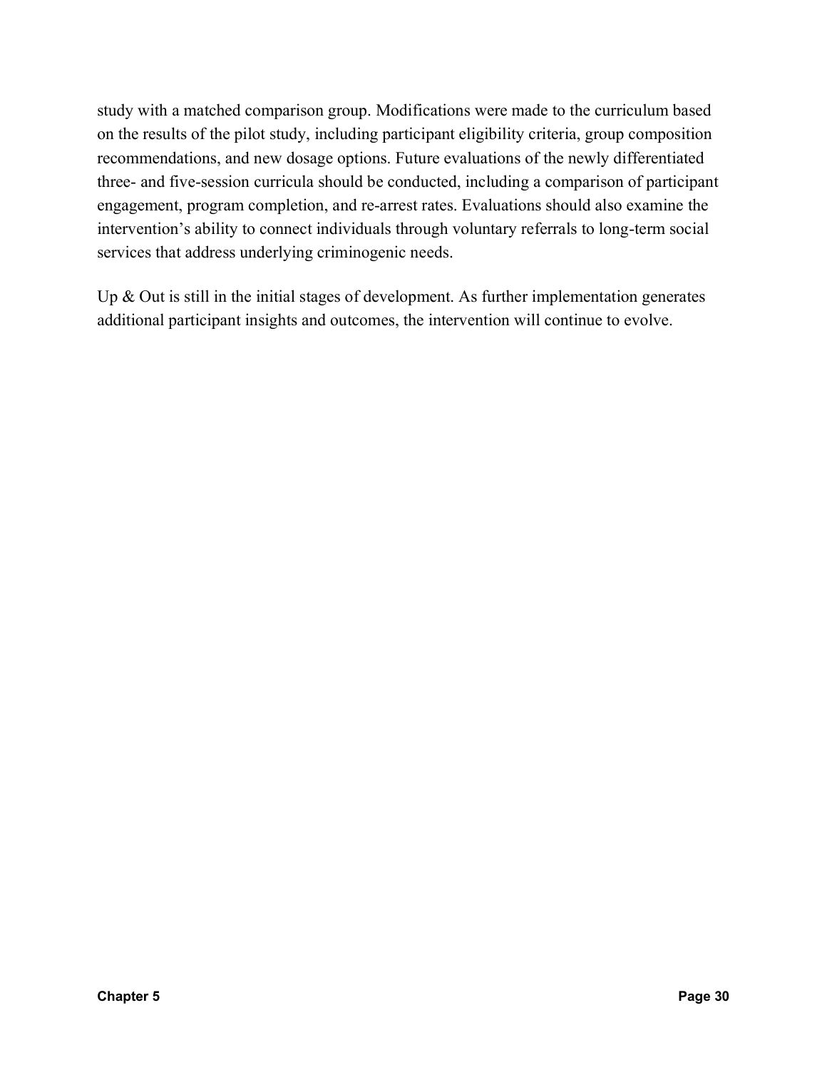study with a matched comparison group. Modifications were made to the curriculum based on the results of the pilot study, including participant eligibility criteria, group composition recommendations, and new dosage options. Future evaluations of the newly differentiated three- and five-session curricula should be conducted, including a comparison of participant engagement, program completion, and re-arrest rates. Evaluations should also examine the intervention's ability to connect individuals through voluntary referrals to long-term social services that address underlying criminogenic needs.

Up & Out is still in the initial stages of development. As further implementation generates additional participant insights and outcomes, the intervention will continue to evolve.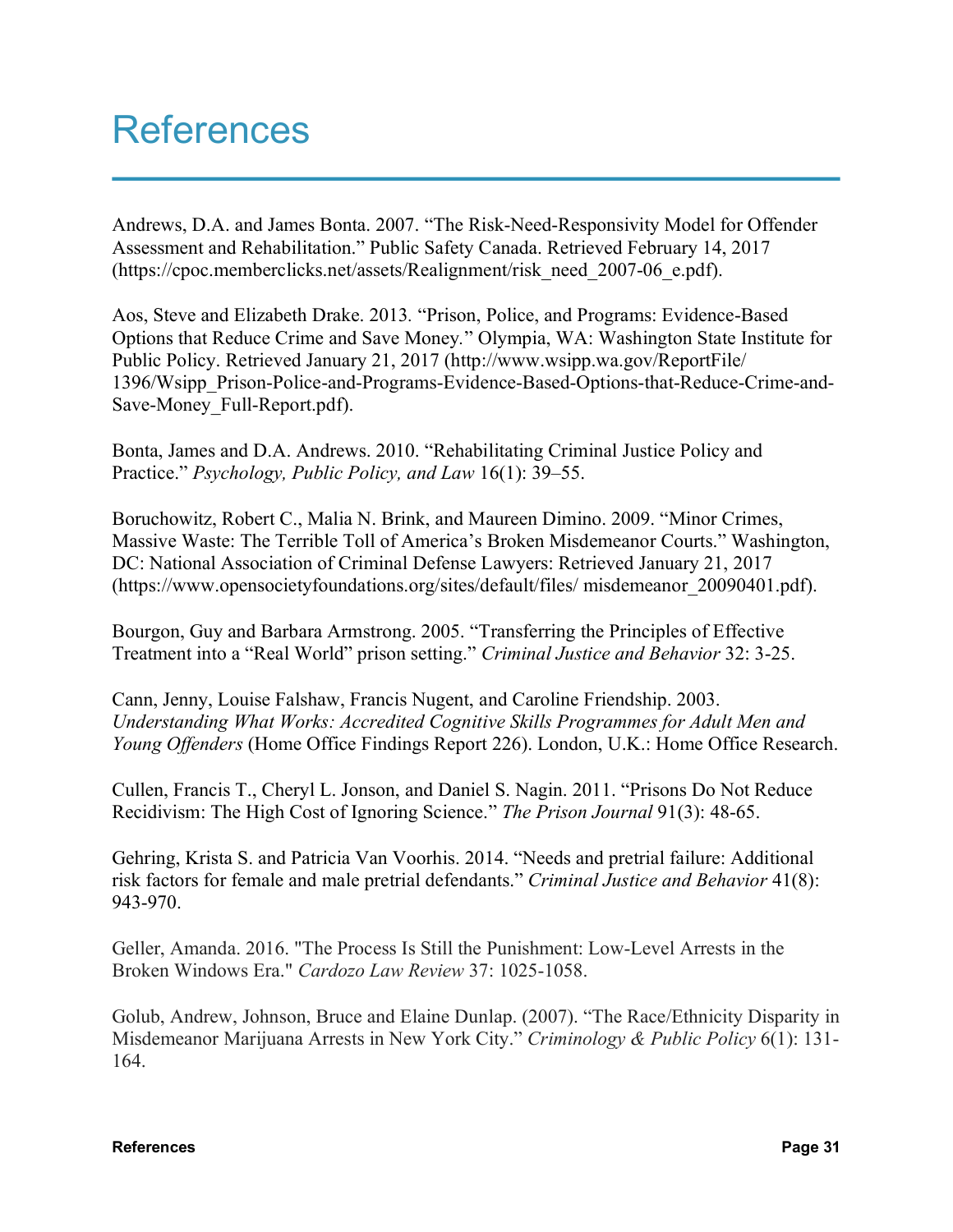# References

Andrews, D.A. and James Bonta. 2007. "The Risk-Need-Responsivity Model for Offender Assessment and Rehabilitation." Public Safety Canada. Retrieved February 14, 2017 (https://cpoc.memberclicks.net/assets/Realignment/risk_need_2007-06_e.pdf).

Aos, Steve and Elizabeth Drake. 2013. "Prison, Police, and Programs: Evidence-Based Options that Reduce Crime and Save Money." Olympia, WA: Washington State Institute for Public Policy. Retrieved January 21, 2017 (http://www.wsipp.wa.gov/ReportFile/1396/Wsipp_Prison-Police-and-Programs-Evidence-Based-Options-that-Reduce-Crime-and-Save-Money_Full-Report.pdf).

Bonta, James and D.A. Andrews. 2010. "Rehabilitating Criminal Justice Policy and Practice." *Psychology, Public Policy, and Law* 16(1): 39–55.

Boruchowitz, Robert C., Malia N. Brink, and Maureen Dimino. 2009. "Minor Crimes, Massive Waste: The Terrible Toll of America's Broken Misdemeanor Courts." Washington, DC: National Association of Criminal Defense Lawyers: Retrieved January 21, 2017 (https://www.opensocietyfoundations.org/sites/default/files/ misdemeanor_20090401.pdf).

Bourgon, Guy and Barbara Armstrong. 2005. "Transferring the Principles of Effective Treatment into a "Real World" prison setting." *Criminal Justice and Behavior* 32: 3-25.

Cann, Jenny, Louise Falshaw, Francis Nugent, and Caroline Friendship. 2003. *Understanding What Works: Accredited Cognitive Skills Programmes for Adult Men and Young Offenders* (Home Office Findings Report 226). London, U.K.: Home Office Research.

Cullen, Francis T., Cheryl L. Jonson, and Daniel S. Nagin. 2011. "Prisons Do Not Reduce Recidivism: The High Cost of Ignoring Science." *The Prison Journal* 91(3): 48-65.

Gehring, Krista S. and Patricia Van Voorhis. 2014. "Needs and pretrial failure: Additional risk factors for female and male pretrial defendants." *Criminal Justice and Behavior* 41(8): 943-970.

Geller, Amanda. 2016. "The Process Is Still the Punishment: Low-Level Arrests in the Broken Windows Era." *Cardozo Law Review* 37: 1025-1058.

Golub, Andrew, Johnson, Bruce and Elaine Dunlap. (2007). "The Race/Ethnicity Disparity in Misdemeanor Marijuana Arrests in New York City." *Criminology & Public Policy* 6(1): 131-164.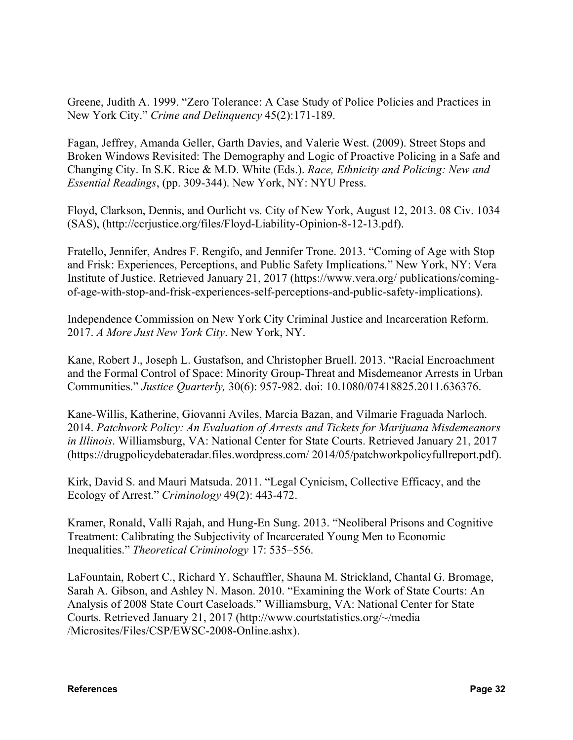Greene, Judith A. 1999. "Zero Tolerance: A Case Study of Police Policies and Practices in New York City." *Crime and Delinquency* 45(2):171-189.

Fagan, Jeffrey, Amanda Geller, Garth Davies, and Valerie West. (2009). Street Stops and Broken Windows Revisited: The Demography and Logic of Proactive Policing in a Safe and Changing City. In S.K. Rice & M.D. White (Eds.). *Race, Ethnicity and Policing: New and Essential Readings*, (pp. 309-344). New York, NY: NYU Press.

Floyd, Clarkson, Dennis, and Ourlicht vs. City of New York, August 12, 2013. 08 Civ. 1034 (SAS), (http://ccrjustice.org/files/Floyd-Liability-Opinion-8-12-13.pdf).

Fratello, Jennifer, Andres F. Rengifo, and Jennifer Trone. 2013. "Coming of Age with Stop and Frisk: Experiences, Perceptions, and Public Safety Implications." New York, NY: Vera Institute of Justice. Retrieved January 21, 2017 (https://www.vera.org/ publications/coming-of-age-with-stop-and-frisk-experiences-self-perceptions-and-public-safety-implications).

Independence Commission on New York City Criminal Justice and Incarceration Reform. 2017. *A More Just New York City*. New York, NY.

Kane, Robert J., Joseph L. Gustafson, and Christopher Bruell. 2013. "Racial Encroachment and the Formal Control of Space: Minority Group-Threat and Misdemeanor Arrests in Urban Communities." *Justice Quarterly,* 30(6): 957-982. doi: 10.1080/07418825.2011.636376.

Kane-Willis, Katherine, Giovanni Aviles, Marcia Bazan, and Vilmarie Fraguada Narloch. 2014. *Patchwork Policy: An Evaluation of Arrests and Tickets for Marijuana Misdemeanors in Illinois*. Williamsburg, VA: National Center for State Courts. Retrieved January 21, 2017 (https://drugpolicydebateradar.files.wordpress.com/ 2014/05/patchworkpolicyfullreport.pdf).

Kirk, David S. and Mauri Matsuda. 2011. "Legal Cynicism, Collective Efficacy, and the Ecology of Arrest." *Criminology* 49(2): 443-472.

Kramer, Ronald, Valli Rajah, and Hung-En Sung. 2013. "Neoliberal Prisons and Cognitive Treatment: Calibrating the Subjectivity of Incarcerated Young Men to Economic Inequalities." *Theoretical Criminology* 17: 535–556.

LaFountain, Robert C., Richard Y. Schauffler, Shauna M. Strickland, Chantal G. Bromage, Sarah A. Gibson, and Ashley N. Mason. 2010. "Examining the Work of State Courts: An Analysis of 2008 State Court Caseloads." Williamsburg, VA: National Center for State Courts. Retrieved January 21, 2017 (http://www.courtstatistics.org/~/media /Microsites/Files/CSP/EWSC-2008-Online.ashx).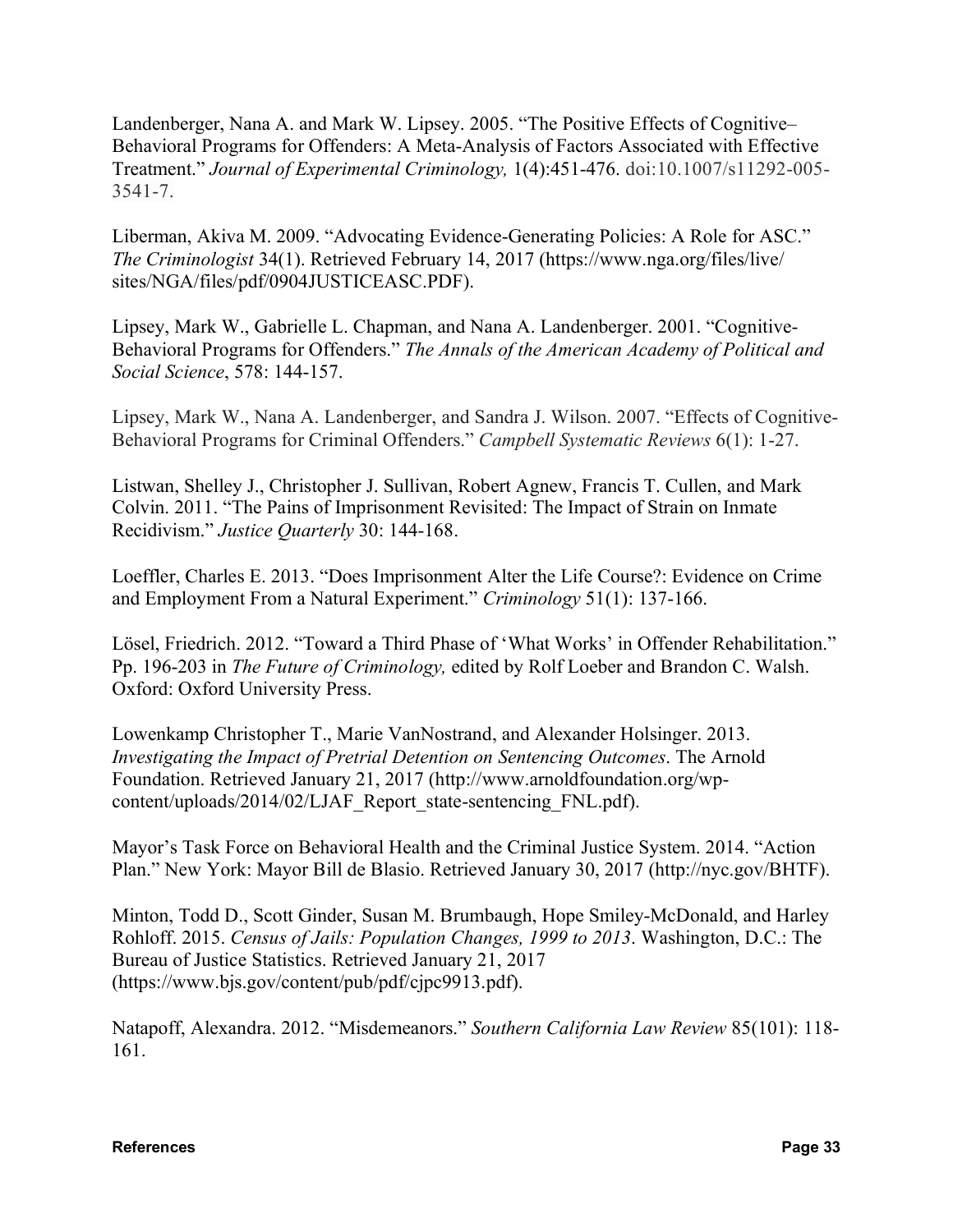Landenberger, Nana A. and Mark W. Lipsey. 2005. "The Positive Effects of Cognitive–Behavioral Programs for Offenders: A Meta-Analysis of Factors Associated with Effective Treatment." *Journal of Experimental Criminology,* 1(4):451-476. doi:10.1007/s11292-005-3541-7.

Liberman, Akiva M. 2009. "Advocating Evidence-Generating Policies: A Role for ASC." *The Criminologist* 34(1). Retrieved February 14, 2017 (https://www.nga.org/files/live/sites/NGA/files/pdf/0904JUSTICEASC.PDF).

Lipsey, Mark W., Gabrielle L. Chapman, and Nana A. Landenberger. 2001. "Cognitive-Behavioral Programs for Offenders." *The Annals of the American Academy of Political and Social Science*, 578: 144-157.

Lipsey, Mark W., Nana A. Landenberger, and Sandra J. Wilson. 2007. "Effects of Cognitive-Behavioral Programs for Criminal Offenders." *Campbell Systematic Reviews* 6(1): 1-27.

Listwan, Shelley J., Christopher J. Sullivan, Robert Agnew, Francis T. Cullen, and Mark Colvin. 2011. "The Pains of Imprisonment Revisited: The Impact of Strain on Inmate Recidivism." *Justice Quarterly* 30: 144-168.

Loeffler, Charles E. 2013. "Does Imprisonment Alter the Life Course?: Evidence on Crime and Employment From a Natural Experiment." *Criminology* 51(1): 137-166.

Lösel, Friedrich. 2012. "Toward a Third Phase of 'What Works' in Offender Rehabilitation." Pp. 196-203 in *The Future of Criminology,* edited by Rolf Loeber and Brandon C. Walsh. Oxford: Oxford University Press.

Lowenkamp Christopher T., Marie VanNostrand, and Alexander Holsinger. 2013. *Investigating the Impact of Pretrial Detention on Sentencing Outcomes*. The Arnold Foundation. Retrieved January 21, 2017 (http://www.arnoldfoundation.org/wp-content/uploads/2014/02/LJAF_Report_state-sentencing_FNL.pdf).

Mayor's Task Force on Behavioral Health and the Criminal Justice System. 2014. "Action Plan." New York: Mayor Bill de Blasio. Retrieved January 30, 2017 (http://nyc.gov/BHTF).

Minton, Todd D., Scott Ginder, Susan M. Brumbaugh, Hope Smiley-McDonald, and Harley Rohloff. 2015. *Census of Jails: Population Changes, 1999 to 2013*. Washington, D.C.: The Bureau of Justice Statistics. Retrieved January 21, 2017 (https://www.bjs.gov/content/pub/pdf/cjpc9913.pdf).

Natapoff, Alexandra. 2012. "Misdemeanors." *Southern California Law Review* 85(101): 118-161.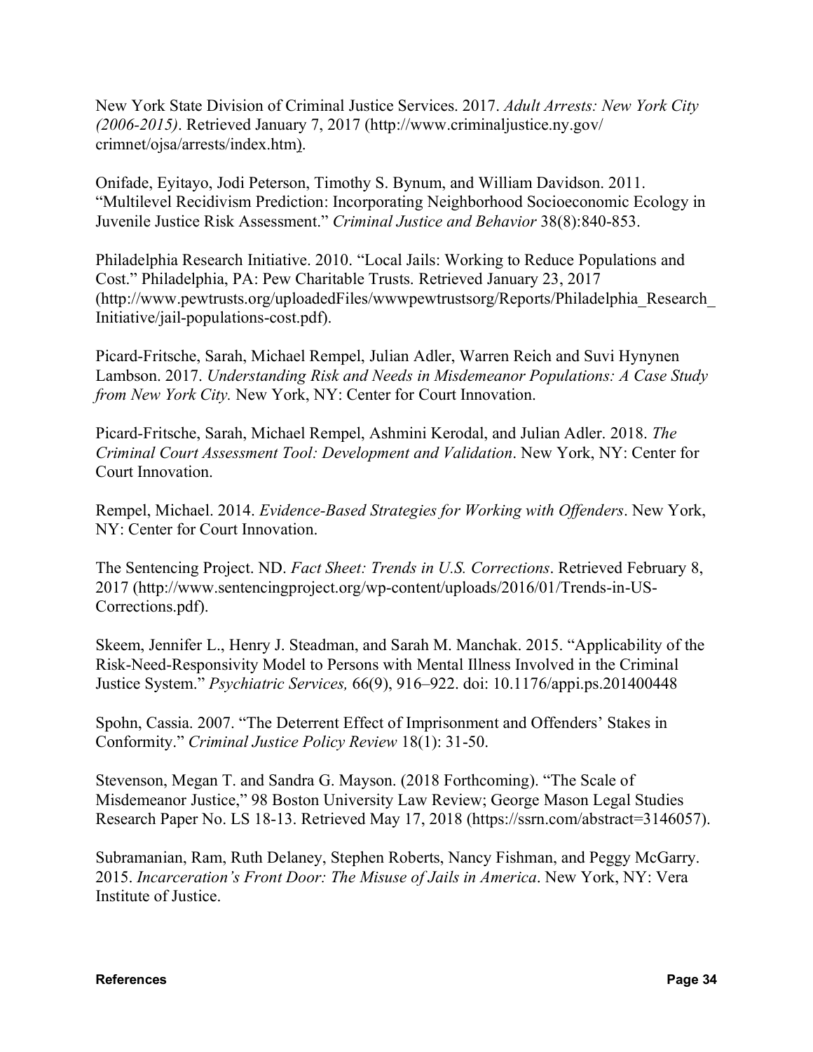New York State Division of Criminal Justice Services. 2017. *Adult Arrests: New York City (2006-2015)*. Retrieved January 7, 2017 (http://www.criminaljustice.ny.gov/crimnet/ojsa/arrests/index.htm).

Onifade, Eyitayo, Jodi Peterson, Timothy S. Bynum, and William Davidson. 2011. "Multilevel Recidivism Prediction: Incorporating Neighborhood Socioeconomic Ecology in Juvenile Justice Risk Assessment." *Criminal Justice and Behavior* 38(8):840-853.

Philadelphia Research Initiative. 2010. "Local Jails: Working to Reduce Populations and Cost." Philadelphia, PA: Pew Charitable Trusts. Retrieved January 23, 2017 (http://www.pewtrusts.org/uploadedFiles/wwwpewtrustsorg/Reports/Philadelphia_Research_Initiative/jail-populations-cost.pdf).

Picard-Fritsche, Sarah, Michael Rempel, Julian Adler, Warren Reich and Suvi Hynynen Lambson. 2017. *Understanding Risk and Needs in Misdemeanor Populations: A Case Study from New York City.* New York, NY: Center for Court Innovation.

Picard-Fritsche, Sarah, Michael Rempel, Ashmini Kerodal, and Julian Adler. 2018. *The Criminal Court Assessment Tool: Development and Validation*. New York, NY: Center for Court Innovation.

Rempel, Michael. 2014. *Evidence-Based Strategies for Working with Offenders*. New York, NY: Center for Court Innovation.

The Sentencing Project. ND. *Fact Sheet: Trends in U.S. Corrections*. Retrieved February 8, 2017 (http://www.sentencingproject.org/wp-content/uploads/2016/01/Trends-in-US-Corrections.pdf).

Skeem, Jennifer L., Henry J. Steadman, and Sarah M. Manchak. 2015. "Applicability of the Risk-Need-Responsivity Model to Persons with Mental Illness Involved in the Criminal Justice System." *Psychiatric Services,* 66(9), 916–922. doi: 10.1176/appi.ps.201400448

Spohn, Cassia. 2007. "The Deterrent Effect of Imprisonment and Offenders' Stakes in Conformity." *Criminal Justice Policy Review* 18(1): 31-50.

Stevenson, Megan T. and Sandra G. Mayson. (2018 Forthcoming). "The Scale of Misdemeanor Justice," 98 Boston University Law Review; George Mason Legal Studies Research Paper No. LS 18-13. Retrieved May 17, 2018 (https://ssrn.com/abstract=3146057).

Subramanian, Ram, Ruth Delaney, Stephen Roberts, Nancy Fishman, and Peggy McGarry. 2015. *Incarceration's Front Door: The Misuse of Jails in America*. New York, NY: Vera Institute of Justice.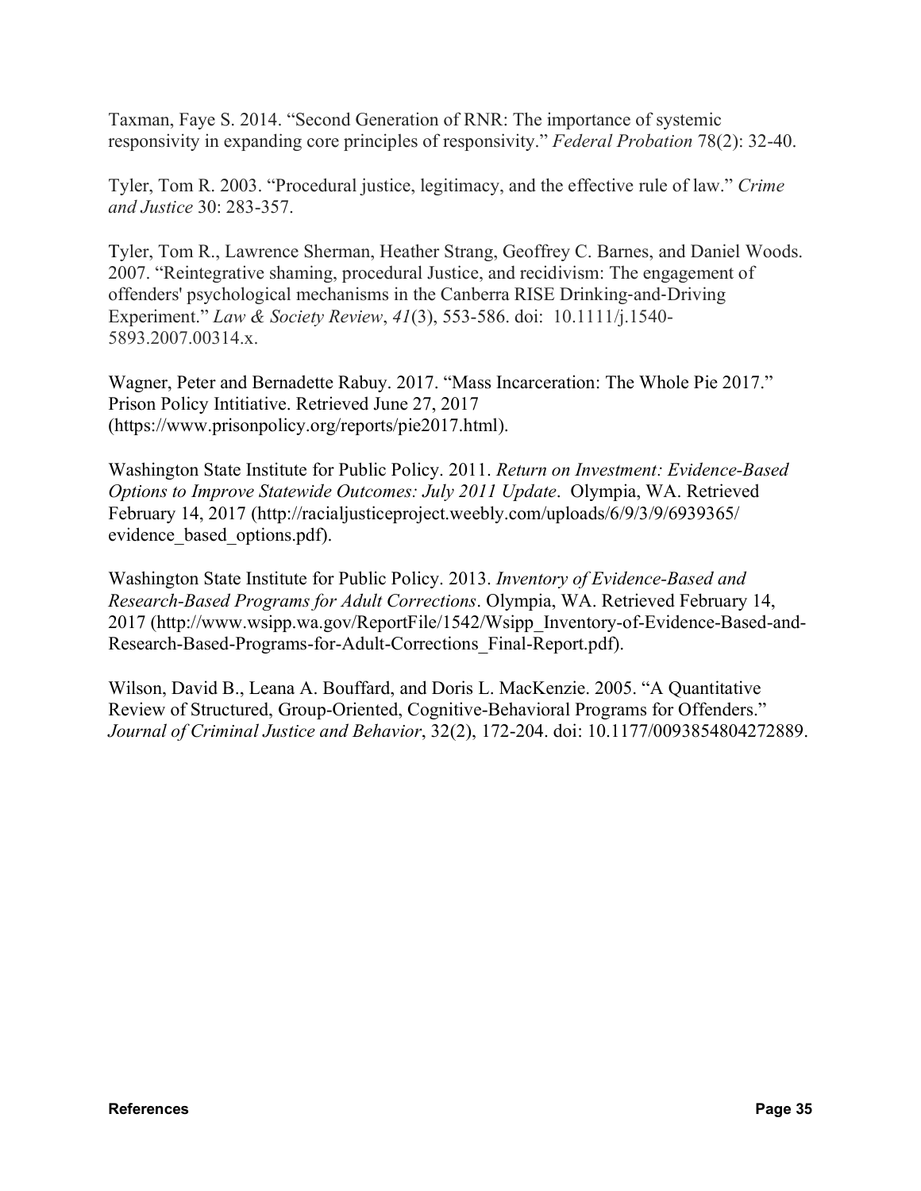Taxman, Faye S. 2014. “Second Generation of RNR: The importance of systemic responsivity in expanding core principles of responsivity.” *Federal Probation* 78(2): 32-40.

Tyler, Tom R. 2003. “Procedural justice, legitimacy, and the effective rule of law.” *Crime and Justice* 30: 283-357.

Tyler, Tom R., Lawrence Sherman, Heather Strang, Geoffrey C. Barnes, and Daniel Woods. 2007. “Reintegrative shaming, procedural Justice, and recidivism: The engagement of offenders' psychological mechanisms in the Canberra RISE Drinking-and-Driving Experiment.” *Law & Society Review*, *41*(3), 553-586. doi: 10.1111/j.1540-5893.2007.00314.x.

Wagner, Peter and Bernadette Rabuy. 2017. “Mass Incarceration: The Whole Pie 2017.” Prison Policy Intitiative. Retrieved June 27, 2017 (https://www.prisonpolicy.org/reports/pie2017.html).

Washington State Institute for Public Policy. 2011. *Return on Investment: Evidence-Based Options to Improve Statewide Outcomes: July 2011 Update*. Olympia, WA. Retrieved February 14, 2017 (http://racialjusticeproject.weebly.com/uploads/6/9/3/9/6939365/evidence_based_options.pdf).

Washington State Institute for Public Policy. 2013. *Inventory of Evidence-Based and Research-Based Programs for Adult Corrections*. Olympia, WA. Retrieved February 14, 2017 (http://www.wsipp.wa.gov/ReportFile/1542/Wsipp_Inventory-of-Evidence-Based-and-Research-Based-Programs-for-Adult-Corrections_Final-Report.pdf).

Wilson, David B., Leana A. Bouffard, and Doris L. MacKenzie. 2005. “A Quantitative Review of Structured, Group-Oriented, Cognitive-Behavioral Programs for Offenders.” *Journal of Criminal Justice and Behavior*, 32(2), 172-204. doi: 10.1177/0093854804272889.